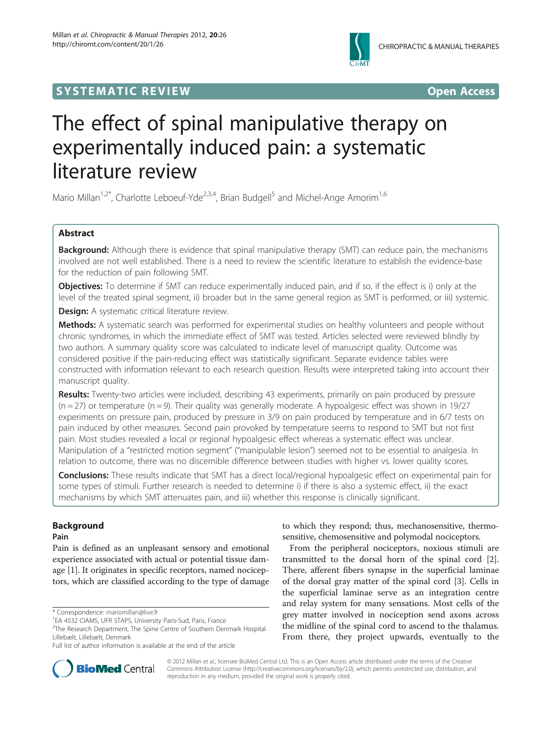SYSTEMATIC REVIEW **Open Access**

# The effect of spinal manipulative therapy on experimentally induced pain: a systematic literature review

Mario Millan[1,2*], Charlotte Leboeuf-Yde[2,3,4], Brian Budgell[5] and Michel-Ange Amorim[1,6]

## Abstract

**Background:** Although there is evidence that spinal manipulative therapy (SMT) can reduce pain, the mechanisms involved are not well established. There is a need to review the scientific literature to establish the evidence-base for the reduction of pain following SMT.

**Objectives:** To determine if SMT can reduce experimentally induced pain, and if so, if the effect is i) only at the level of the treated spinal segment, ii) broader but in the same general region as SMT is performed, or iii) systemic.

**Design:** A systematic critical literature review.

**Methods:** A systematic search was performed for experimental studies on healthy volunteers and people without chronic syndromes, in which the immediate effect of SMT was tested. Articles selected were reviewed blindly by two authors. A summary quality score was calculated to indicate level of manuscript quality. Outcome was considered positive if the pain-reducing effect was statistically significant. Separate evidence tables were constructed with information relevant to each research question. Results were interpreted taking into account their manuscript quality.

**Results:** Twenty-two articles were included, describing 43 experiments, primarily on pain produced by pressure (n = 27) or temperature (n = 9). Their quality was generally moderate. A hypoalgesic effect was shown in 19/27 experiments on pressure pain, produced by pressure in 3/9 on pain produced by temperature and in 6/7 tests on pain induced by other measures. Second pain provoked by temperature seems to respond to SMT but not first pain. Most studies revealed a local or regional hypoalgesic effect whereas a systematic effect was unclear. Manipulation of a "restricted motion segment" ("manipulable lesion") seemed not to be essential to analgesia. In relation to outcome, there was no discernible difference between studies with higher vs. lower quality scores.

**Conclusions:** These results indicate that SMT has a direct local/regional hypoalgesic effect on experimental pain for some types of stimuli. Further research is needed to determine i) if there is also a systemic effect, ii) the exact mechanisms by which SMT attenuates pain, and iii) whether this response is clinically significant.

## Background

### Pain

Pain is defined as an unpleasant sensory and emotional experience associated with actual or potential tissue damage [1]. It originates in specific receptors, named nociceptors, which are classified according to the type of damage to which they respond; thus, mechanosensitive, thermosensitive, chemosensitive and polymodal nociceptors.

From the peripheral nociceptors, noxious stimuli are transmitted to the dorsal horn of the spinal cord [2]. There, afferent fibers synapse in the superficial laminae of the dorsal gray matter of the spinal cord [3]. Cells in the superficial laminae serve as an integration centre and relay system for many sensations. Most cells of the grey matter involved in nociception send axons across the midline of the spinal cord to ascend to the thalamus. From there, they project upwards, eventually to the

\* Correspondence: mariomillan@live.fr
[1]EA 4532 CIAMS, UFR STAPS, University Paris-Sud, Paris, France
[2]The Research Department, The Spine Centre of Southern Denmark Hospital Lillebælt, Lillebælt, Denmark
Full list of author information is available at the end of the article

© 2012 Millan et al.; licensee BioMed Central Ltd. This is an Open Access article distributed under the terms of the Creative Commons Attribution License (http://creativecommons.org/licenses/by/2.0), which permits unrestricted use, distribution, and reproduction in any medium, provided the original work is properly cited.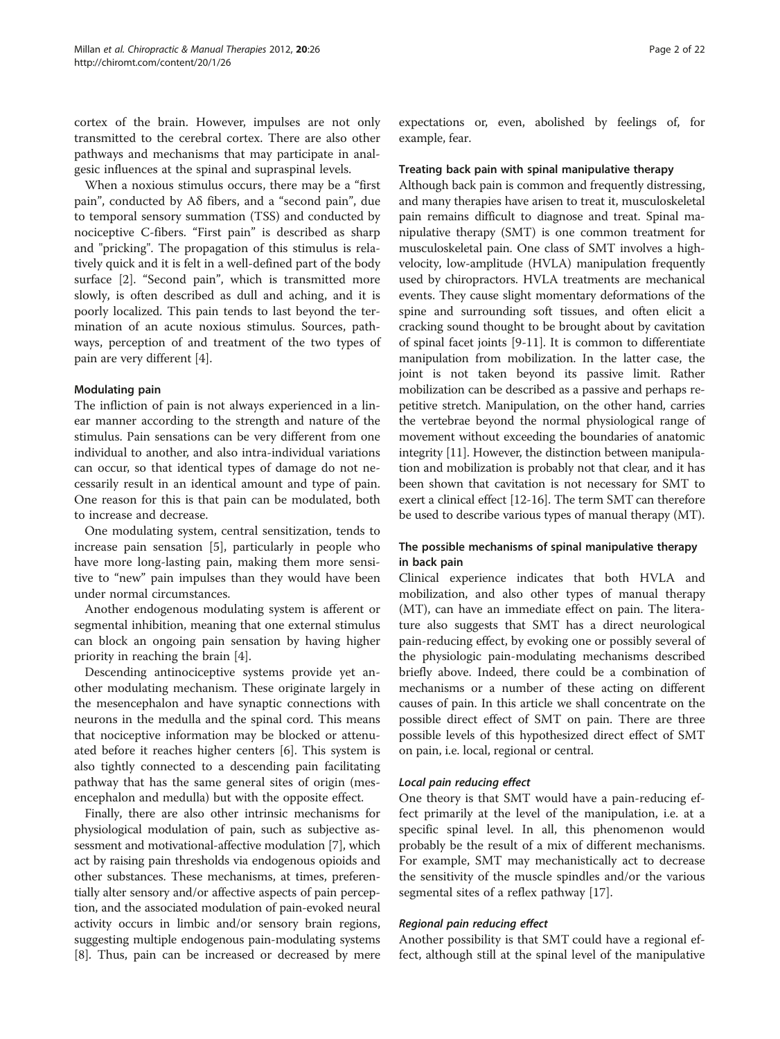cortex of the brain. However, impulses are not only transmitted to the cerebral cortex. There are also other pathways and mechanisms that may participate in analgesic influences at the spinal and supraspinal levels.

When a noxious stimulus occurs, there may be a "first pain", conducted by Aδ fibers, and a "second pain", due to temporal sensory summation (TSS) and conducted by nociceptive C-fibers. "First pain" is described as sharp and "pricking". The propagation of this stimulus is relatively quick and it is felt in a well-defined part of the body surface [2]. "Second pain", which is transmitted more slowly, is often described as dull and aching, and it is poorly localized. This pain tends to last beyond the termination of an acute noxious stimulus. Sources, pathways, perception of and treatment of the two types of pain are very different [4].

### Modulating pain

The infliction of pain is not always experienced in a linear manner according to the strength and nature of the stimulus. Pain sensations can be very different from one individual to another, and also intra-individual variations can occur, so that identical types of damage do not necessarily result in an identical amount and type of pain. One reason for this is that pain can be modulated, both to increase and decrease.

One modulating system, central sensitization, tends to increase pain sensation [5], particularly in people who have more long-lasting pain, making them more sensitive to "new" pain impulses than they would have been under normal circumstances.

Another endogenous modulating system is afferent or segmental inhibition, meaning that one external stimulus can block an ongoing pain sensation by having higher priority in reaching the brain [4].

Descending antinociceptive systems provide yet another modulating mechanism. These originate largely in the mesencephalon and have synaptic connections with neurons in the medulla and the spinal cord. This means that nociceptive information may be blocked or attenuated before it reaches higher centers [6]. This system is also tightly connected to a descending pain facilitating pathway that has the same general sites of origin (mesencephalon and medulla) but with the opposite effect.

Finally, there are also other intrinsic mechanisms for physiological modulation of pain, such as subjective assessment and motivational-affective modulation [7], which act by raising pain thresholds via endogenous opioids and other substances. These mechanisms, at times, preferentially alter sensory and/or affective aspects of pain perception, and the associated modulation of pain-evoked neural activity occurs in limbic and/or sensory brain regions, suggesting multiple endogenous pain-modulating systems [8]. Thus, pain can be increased or decreased by mere expectations or, even, abolished by feelings of, for example, fear.

### Treating back pain with spinal manipulative therapy

Although back pain is common and frequently distressing, and many therapies have arisen to treat it, musculoskeletal pain remains difficult to diagnose and treat. Spinal manipulative therapy (SMT) is one common treatment for musculoskeletal pain. One class of SMT involves a high-velocity, low-amplitude (HVLA) manipulation frequently used by chiropractors. HVLA treatments are mechanical events. They cause slight momentary deformations of the spine and surrounding soft tissues, and often elicit a cracking sound thought to be brought about by cavitation of spinal facet joints [9-11]. It is common to differentiate manipulation from mobilization. In the latter case, the joint is not taken beyond its passive limit. Rather mobilization can be described as a passive and perhaps repetitive stretch. Manipulation, on the other hand, carries the vertebrae beyond the normal physiological range of movement without exceeding the boundaries of anatomic integrity [11]. However, the distinction between manipulation and mobilization is probably not that clear, and it has been shown that cavitation is not necessary for SMT to exert a clinical effect [12-16]. The term SMT can therefore be used to describe various types of manual therapy (MT).

### The possible mechanisms of spinal manipulative therapy in back pain

Clinical experience indicates that both HVLA and mobilization, and also other types of manual therapy (MT), can have an immediate effect on pain. The literature also suggests that SMT has a direct neurological pain-reducing effect, by evoking one or possibly several of the physiologic pain-modulating mechanisms described briefly above. Indeed, there could be a combination of mechanisms or a number of these acting on different causes of pain. In this article we shall concentrate on the possible direct effect of SMT on pain. There are three possible levels of this hypothesized direct effect of SMT on pain, i.e. local, regional or central.

#### *Local pain reducing effect*

One theory is that SMT would have a pain-reducing effect primarily at the level of the manipulation, i.e. at a specific spinal level. In all, this phenomenon would probably be the result of a mix of different mechanisms. For example, SMT may mechanistically act to decrease the sensitivity of the muscle spindles and/or the various segmental sites of a reflex pathway [17].

#### *Regional pain reducing effect*

Another possibility is that SMT could have a regional effect, although still at the spinal level of the manipulative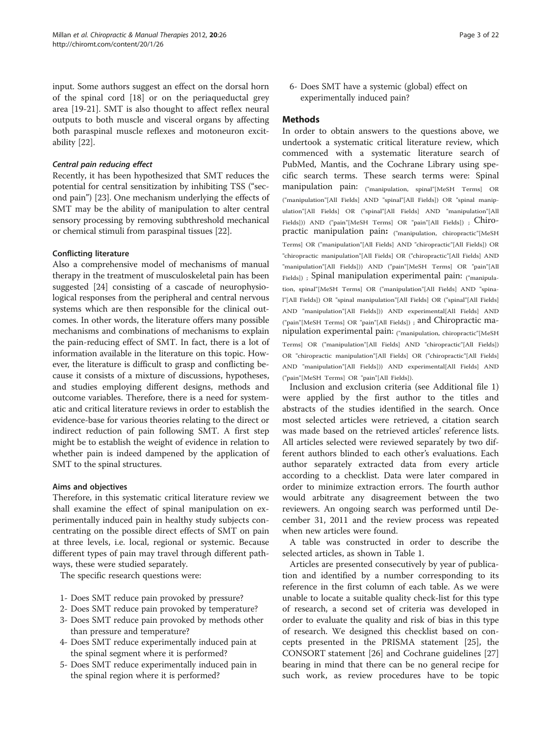input. Some authors suggest an effect on the dorsal horn of the spinal cord [18] or on the periaqueductal grey area [19-21]. SMT is also thought to affect reflex neural outputs to both muscle and visceral organs by affecting both paraspinal muscle reflexes and motoneuron excitability [22].

#### *Central pain reducing effect*

Recently, it has been hypothesized that SMT reduces the potential for central sensitization by inhibiting TSS ("second pain") [23]. One mechanism underlying the effects of SMT may be the ability of manipulation to alter central sensory processing by removing subthreshold mechanical or chemical stimuli from paraspinal tissues [22].

### Conflicting literature

Also a comprehensive model of mechanisms of manual therapy in the treatment of musculoskeletal pain has been suggested [24] consisting of a cascade of neurophysiological responses from the peripheral and central nervous systems which are then responsible for the clinical outcomes. In other words, the literature offers many possible mechanisms and combinations of mechanisms to explain the pain-reducing effect of SMT. In fact, there is a lot of information available in the literature on this topic. However, the literature is difficult to grasp and conflicting because it consists of a mixture of discussions, hypotheses, and studies employing different designs, methods and outcome variables. Therefore, there is a need for systematic and critical literature reviews in order to establish the evidence-base for various theories relating to the direct or indirect reduction of pain following SMT. A first step might be to establish the weight of evidence in relation to whether pain is indeed dampened by the application of SMT to the spinal structures.

### Aims and objectives

Therefore, in this systematic critical literature review we shall examine the effect of spinal manipulation on experimentally induced pain in healthy study subjects concentrating on the possible direct effects of SMT on pain at three levels, i.e. local, regional or systemic. Because different types of pain may travel through different pathways, these were studied separately.

The specific research questions were:

1- Does SMT reduce pain provoked by pressure?
2- Does SMT reduce pain provoked by temperature?
3- Does SMT reduce pain provoked by methods other than pressure and temperature?
4- Does SMT reduce experimentally induced pain at the spinal segment where it is performed?
5- Does SMT reduce experimentally induced pain in the spinal region where it is performed?
6- Does SMT have a systemic (global) effect on experimentally induced pain?

## Methods

In order to obtain answers to the questions above, we undertook a systematic critical literature review, which commenced with a systematic literature search of PubMed, Mantis, and the Cochrane Library using specific search terms. These search terms were: Spinal manipulation pain: ("manipulation, spinal"[MeSH Terms] OR ("manipulation"[All Fields] AND "spinal"[All Fields]) OR "spinal manipulation"[All Fields] OR ("spinal"[All Fields] AND "manipulation"[All Fields])) AND ("pain"[MeSH Terms] OR "pain"[All Fields]) ; Chiropractic manipulation pain: ("manipulation, chiropractic"[MeSH Terms] OR ("manipulation"[All Fields] AND "chiropractic"[All Fields]) OR "chiropractic manipulation"[All Fields] OR ("chiropractic"[All Fields] AND "manipulation"[All Fields])) AND ("pain"[MeSH Terms] OR "pain"[All Fields]) ; Spinal manipulation experimental pain: ("manipulation, spinal"[MeSH Terms] OR ("manipulation"[All Fields] AND "spinal"[All Fields]) OR "spinal manipulation"[All Fields] OR ("spinal"[All Fields] AND "manipulation"[All Fields])) AND experimental[All Fields] AND ("pain"[MeSH Terms] OR "pain"[All Fields]) ; and Chiropractic manipulation experimental pain: ("manipulation, chiropractic"[MeSH Terms] OR ("manipulation"[All Fields] AND "chiropractic"[All Fields]) OR "chiropractic manipulation"[All Fields] OR ("chiropractic"[All Fields] AND "manipulation"[All Fields])) AND experimental[All Fields] AND ("pain"[MeSH Terms] OR "pain"[All Fields]).

Inclusion and exclusion criteria (see Additional file 1) were applied by the first author to the titles and abstracts of the studies identified in the search. Once most selected articles were retrieved, a citation search was made based on the retrieved articles' reference lists. All articles selected were reviewed separately by two different authors blinded to each other's evaluations. Each author separately extracted data from every article according to a checklist. Data were later compared in order to minimize extraction errors. The fourth author would arbitrate any disagreement between the two reviewers. An ongoing search was performed until December 31, 2011 and the review process was repeated when new articles were found.

A table was constructed in order to describe the selected articles, as shown in Table 1.

Articles are presented consecutively by year of publication and identified by a number corresponding to its reference in the first column of each table. As we were unable to locate a suitable quality check-list for this type of research, a second set of criteria was developed in order to evaluate the quality and risk of bias in this type of research. We designed this checklist based on concepts presented in the PRISMA statement [25], the CONSORT statement [26] and Cochrane guidelines [27] bearing in mind that there can be no general recipe for such work, as review procedures have to be topic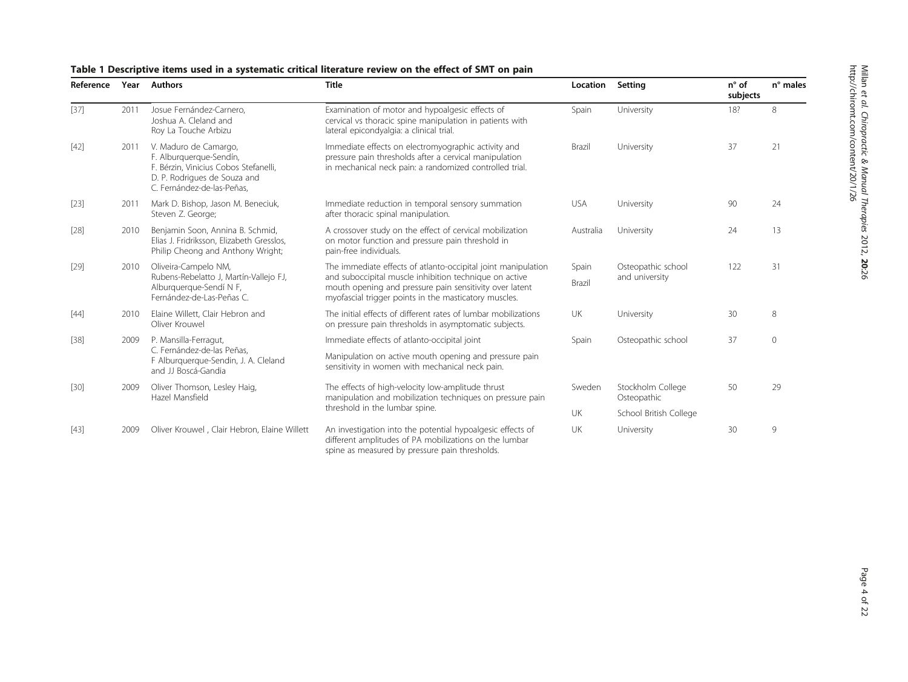**Table 1 Descriptive items used in a systematic critical literature review on the effect of SMT on pain**

| Reference | Year | Authors | Title | Location | Setting | n° of subjects | n° males |
|---|---|---|---|---|---|---|---|
| [37] | 2011 | Josue Fernández-Carnero, Joshua A. Cleland and Roy La Touche Arbizu | Examination of motor and hypoalgesic effects of cervical vs thoracic spine manipulation in patients with lateral epicondyalgia: a clinical trial. | Spain | University | 18? | 8 |
| [42] | 2011 | V. Maduro de Camargo, F. Alburquerque-Sendín, F. Bérzin, Vinicius Cobos Stefanelli, D. P. Rodrigues de Souza and C. Fernández-de-las-Peñas, | Immediate effects on electromyographic activity and pressure pain thresholds after a cervical manipulation in mechanical neck pain: a randomized controlled trial. | Brazil | University | 37 | 21 |
| [23] | 2011 | Mark D. Bishop, Jason M. Beneciuk, Steven Z. George; | Immediate reduction in temporal sensory summation after thoracic spinal manipulation. | USA | University | 90 | 24 |
| [28] | 2010 | Benjamin Soon, Annina B. Schmid, Elias J. Fridriksson, Elizabeth Gresslos, Philip Cheong and Anthony Wright; | A crossover study on the effect of cervical mobilization on motor function and pressure pain threshold in pain-free individuals. | Australia | University | 24 | 13 |
| [29] | 2010 | Oliveira-Campelo NM, Rubens-Rebelatto J, Martín-Vallejo FJ, Alburquerque-Sendí N F, Fernández-de-Las-Peñas C. | The immediate effects of atlanto-occipital joint manipulation and suboccipital muscle inhibition technique on active mouth opening and pressure pain sensitivity over latent myofascial trigger points in the masticatory muscles. | Spain Brazil | Osteopathic school and university | 122 | 31 |
| [44] | 2010 | Elaine Willett, Clair Hebron and Oliver Krouwel | The initial effects of different rates of lumbar mobilizations on pressure pain thresholds in asymptomatic subjects. | UK | University | 30 | 8 |
| [38] | 2009 | P. Mansilla-Ferragut, C. Fernández-de-las Peñas, F Alburquerque-Sendin, J. A. Cleland and JJ Boscá-Gandia | Immediate effects of atlanto-occipital joint Manipulation on active mouth opening and pressure pain sensitivity in women with mechanical neck pain. | Spain | Osteopathic school | 37 | 0 |
| [30] | 2009 | Oliver Thomson, Lesley Haig, Hazel Mansfield | The effects of high-velocity low-amplitude thrust manipulation and mobilization techniques on pressure pain threshold in the lumbar spine. | Sweden UK | Stockholm College Osteopathic School British College | 50 | 29 |
| [43] | 2009 | Oliver Krouwel , Clair Hebron, Elaine Willett | An investigation into the potential hypoalgesic effects of different amplitudes of PA mobilizations on the lumbar spine as measured by pressure pain thresholds. | UK | University | 30 | 9 |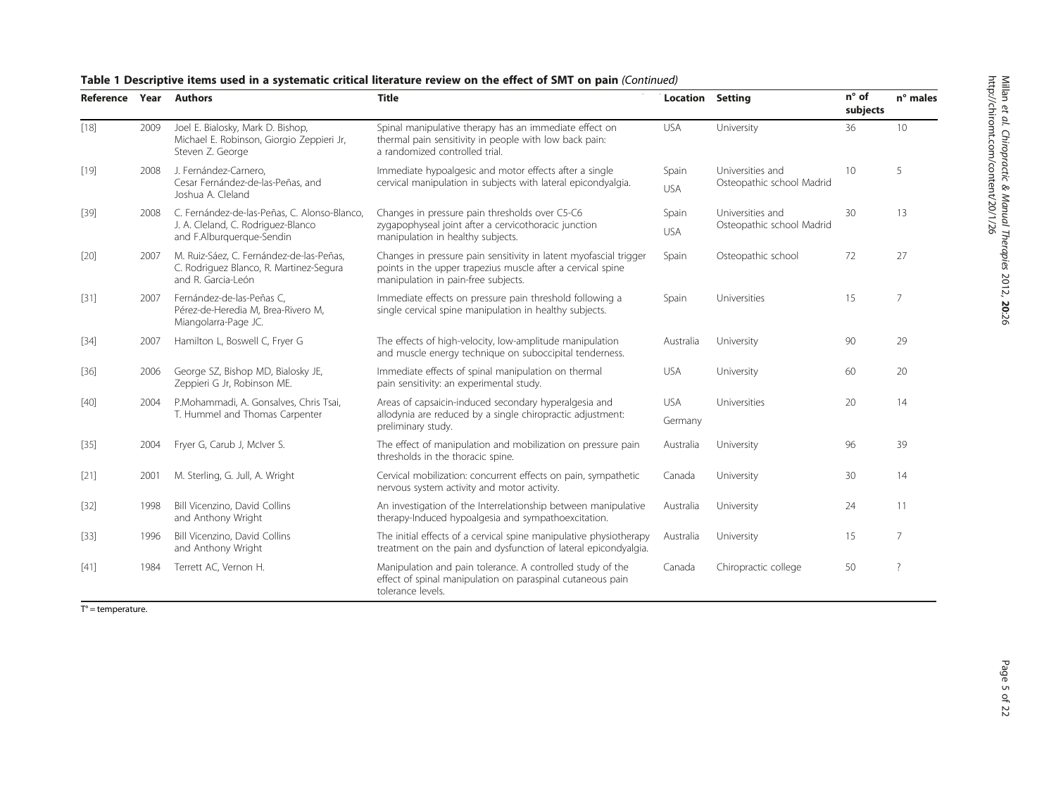**Table 1 Descriptive items used in a systematic critical literature review on the effect of SMT on pain** *(Continued)*

| Reference | Year | Authors | Title | Location | Setting | n° of subjects | n° males |
|---|---|---|---|---|---|---|---|
| [18] | 2009 | Joel E. Bialosky, Mark D. Bishop, Michael E. Robinson, Giorgio Zeppieri Jr, Steven Z. George | Spinal manipulative therapy has an immediate effect on thermal pain sensitivity in people with low back pain: a randomized controlled trial. | USA | University | 36 | 10 |
| [19] | 2008 | J. Fernández-Carnero, Cesar Fernández-de-las-Peñas, and Joshua A. Cleland | Immediate hypoalgesic and motor effects after a single cervical manipulation in subjects with lateral epicondyalgia. | Spain USA | Universities and Osteopathic school Madrid | 10 | 5 |
| [39] | 2008 | C. Fernández-de-las-Peñas, C. Alonso-Blanco, J. A. Cleland, C. Rodriguez-Blanco and F.Alburquerque-Sendin | Changes in pressure pain thresholds over C5-C6 zygapophyseal joint after a cervicothoracic junction manipulation in healthy subjects. | Spain USA | Universities and Osteopathic school Madrid | 30 | 13 |
| [20] | 2007 | M. Ruiz-Sáez, C. Fernández-de-las-Peñas, C. Rodriguez Blanco, R. Martinez-Segura and R. Garcia-León | Changes in pressure pain sensitivity in latent myofascial trigger points in the upper trapezius muscle after a cervical spine manipulation in pain-free subjects. | Spain | Osteopathic school | 72 | 27 |
| [31] | 2007 | Fernández-de-las-Peñas C, Pérez-de-Heredia M, Brea-Rivero M, Miangolarra-Page JC. | Immediate effects on pressure pain threshold following a single cervical spine manipulation in healthy subjects. | Spain | Universities | 15 | 7 |
| [34] | 2007 | Hamilton L, Boswell C, Fryer G | The effects of high-velocity, low-amplitude manipulation and muscle energy technique on suboccipital tenderness. | Australia | University | 90 | 29 |
| [36] | 2006 | George SZ, Bishop MD, Bialosky JE, Zeppieri G Jr, Robinson ME. | Immediate effects of spinal manipulation on thermal pain sensitivity: an experimental study. | USA | University | 60 | 20 |
| [40] | 2004 | P.Mohammadi, A. Gonsalves, Chris Tsai, T. Hummel and Thomas Carpenter | Areas of capsaicin-induced secondary hyperalgesia and allodynia are reduced by a single chiropractic adjustment: preliminary study. | USA Germany | Universities | 20 | 14 |
| [35] | 2004 | Fryer G, Carub J, McIver S. | The effect of manipulation and mobilization on pressure pain thresholds in the thoracic spine. | Australia | University | 96 | 39 |
| [21] | 2001 | M. Sterling, G. Jull, A. Wright | Cervical mobilization: concurrent effects on pain, sympathetic nervous system activity and motor activity. | Canada | University | 30 | 14 |
| [32] | 1998 | Bill Vicenzino, David Collins and Anthony Wright | An investigation of the Interrelationship between manipulative therapy-Induced hypoalgesia and sympathoexcitation. | Australia | University | 24 | 11 |
| [33] | 1996 | Bill Vicenzino, David Collins and Anthony Wright | The initial effects of a cervical spine manipulative physiotherapy treatment on the pain and dysfunction of lateral epicondyalgia. | Australia | University | 15 | 7 |
| [41] | 1984 | Terrett AC, Vernon H. | Manipulation and pain tolerance. A controlled study of the effect of spinal manipulation on paraspinal cutaneous pain tolerance levels. | Canada | Chiropractic college | 50 | ? |

T° = temperature.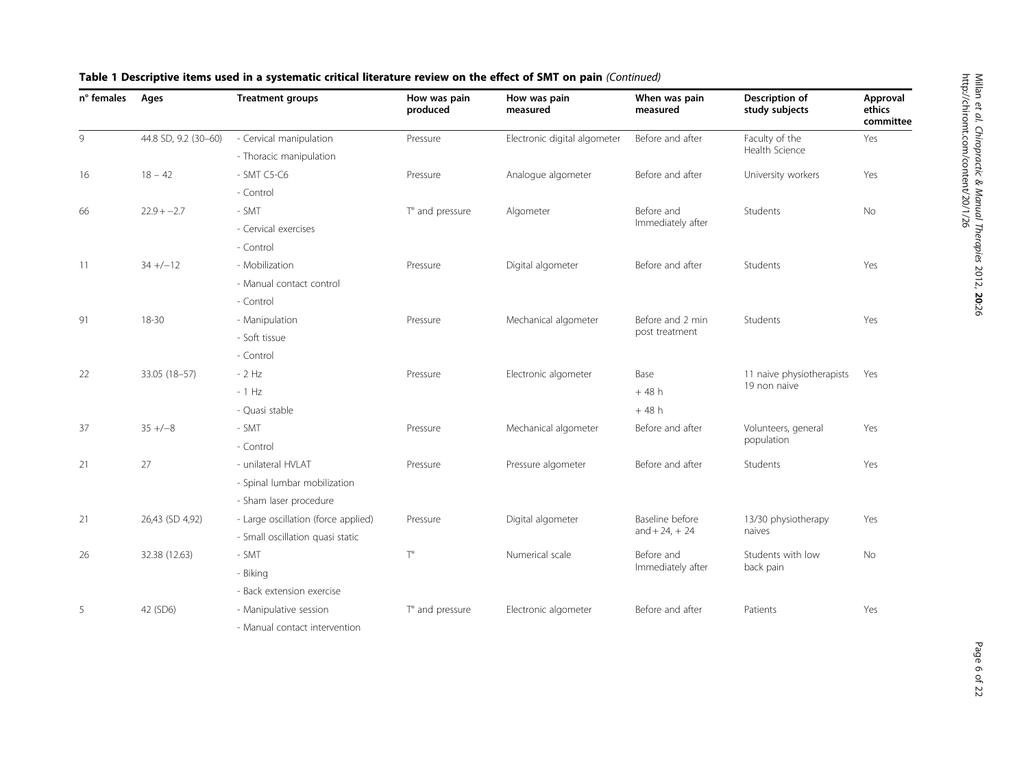**Table 1 Descriptive items used in a systematic critical literature review on the effect of SMT on pain** *(Continued)*

| n° females | Ages | Treatment groups | How was pain produced | How was pain measured | When was pain measured | Description of study subjects | Approval ethics committee |
|---|---|---|---|---|---|---|---|
| 9 | 44.8 SD, 9.2 (30–60) | - Cervical manipulation | Pressure | Electronic digital algometer | Before and after | Faculty of the Health Science | Yes |
| | | - Thoracic manipulation | | | | | |
| 16 | 18 – 42 | - SMT C5-C6 | Pressure | Analogue algometer | Before and after | University workers | Yes |
| | | - Control | | | | | |
| 66 | 22.9 + −2.7 | - SMT | T° and pressure | Algometer | Before and Immediately after | Students | No |
| | | - Cervical exercises | | | | | |
| | | - Control | | | | | |
| 11 | 34 +/−12 | - Mobilization | Pressure | Digital algometer | Before and after | Students | Yes |
| | | - Manual contact control | | | | | |
| | | - Control | | | | | |
| 91 | 18-30 | - Manipulation | Pressure | Mechanical algometer | Before and 2 min post treatment | Students | Yes |
| | | - Soft tissue | | | | | |
| | | - Control | | | | | |
| 22 | 33.05 (18–57) | - 2 Hz | Pressure | Electronic algometer | Base | 11 naive physiotherapists 19 non naive | Yes |
| | | - 1 Hz | | | + 48 h | | |
| | | - Quasi stable | | | + 48 h | | |
| 37 | 35 +/−8 | - SMT | Pressure | Mechanical algometer | Before and after | Volunteers, general population | Yes |
| | | - Control | | | | | |
| 21 | 27 | - unilateral HVLAT | Pressure | Pressure algometer | Before and after | Students | Yes |
| | | - Spinal lumbar mobilization | | | | | |
| | | - Sham laser procedure | | | | | |
| 21 | 26,43 (SD 4,92) | - Large oscillation (force applied) | Pressure | Digital algometer | Baseline before and + 24, + 24 | 13/30 physiotherapy naives | Yes |
| | | - Small oscillation quasi static | | | | | |
| 26 | 32.38 (12.63) | - SMT | T° | Numerical scale | Before and Immediately after | Students with low back pain | No |
| | | - Biking | | | | | |
| | | - Back extension exercise | | | | | |
| 5 | 42 (SD6) | - Manipulative session | T° and pressure | Electronic algometer | Before and after | Patients | Yes |
| | | - Manual contact intervention | | | | | |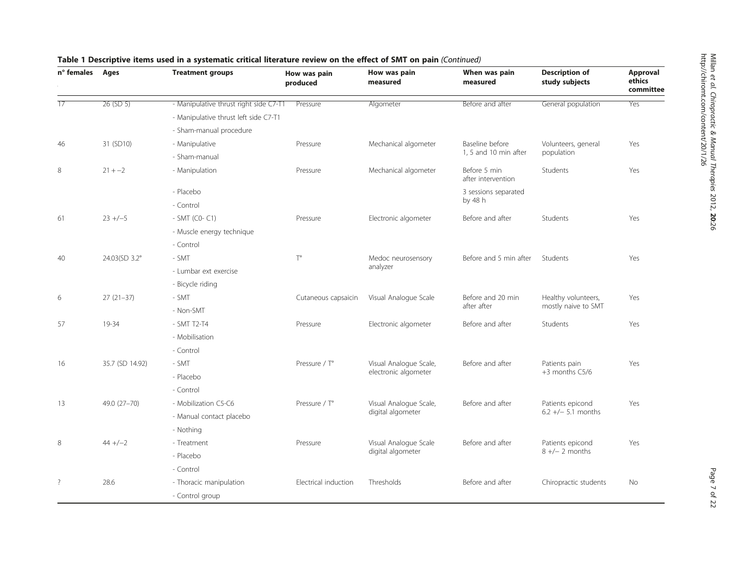**Table 1 Descriptive items used in a systematic critical literature review on the effect of SMT on pain** *(Continued)*

| n° females | Ages | Treatment groups | How was pain produced | How was pain measured | When was pain measured | Description of study subjects | Approval ethics committee |
|---|---|---|---|---|---|---|---|
| 17 | 26 (SD 5) | - Manipulative thrust right side C7-T1 | Pressure | Algometer | Before and after | General population | Yes |
| | | - Manipulative thrust left side C7-T1 | | | | | |
| | | - Sham-manual procedure | | | | | |
| 46 | 31 (SD10) | - Manipulative | Pressure | Mechanical algometer | Baseline before 1, 5 and 10 min after | Volunteers, general population | Yes |
| | | - Sham-manual | | | | | |
| 8 | 21 + −2 | - Manipulation | Pressure | Mechanical algometer | Before 5 min after intervention | Students | Yes |
| | | - Placebo | | | 3 sessions separated by 48 h | | |
| | | - Control | | | | | |
| 61 | 23 +/−5 | - SMT (C0- C1) | Pressure | Electronic algometer | Before and after | Students | Yes |
| | | - Muscle energy technique | | | | | |
| | | - Control | | | | | |
| 40 | 24.03(SD 3.2° | - SMT | T° | Medoc neurosensory analyzer | Before and 5 min after | Students | Yes |
| | | - Lumbar ext exercise | | | | | |
| | | - Bicycle riding | | | | | |
| 6 | 27 (21–37) | - SMT | Cutaneous capsaicin | Visual Analogue Scale | Before and 20 min after after | Healthy volunteers, mostly naive to SMT | Yes |
| | | - Non-SMT | | | | | |
| 57 | 19-34 | - SMT T2-T4 | Pressure | Electronic algometer | Before and after | Students | Yes |
| | | - Mobilisation | | | | | |
| | | - Control | | | | | |
| 16 | 35.7 (SD 14.92) | - SMT | Pressure / T° | Visual Analogue Scale, electronic algometer | Before and after | Patients pain +3 months C5/6 | Yes |
| | | - Placebo | | | | | |
| | | - Control | | | | | |
| 13 | 49.0 (27–70) | - Mobilization C5-C6 | Pressure / T° | Visual Analogue Scale, digital algometer | Before and after | Patients epicond 6.2 +/− 5.1 months | Yes |
| | | - Manual contact placebo | | | | | |
| | | - Nothing | | | | | |
| 8 | 44 +/−2 | - Treatment | Pressure | Visual Analogue Scale digital algometer | Before and after | Patients epicond 8 +/− 2 months | Yes |
| | | - Placebo | | | | | |
| | | - Control | | | | | |
| ? | 28.6 | - Thoracic manipulation | Electrical induction | Thresholds | Before and after | Chiropractic students | No |
| | | - Control group | | | | | |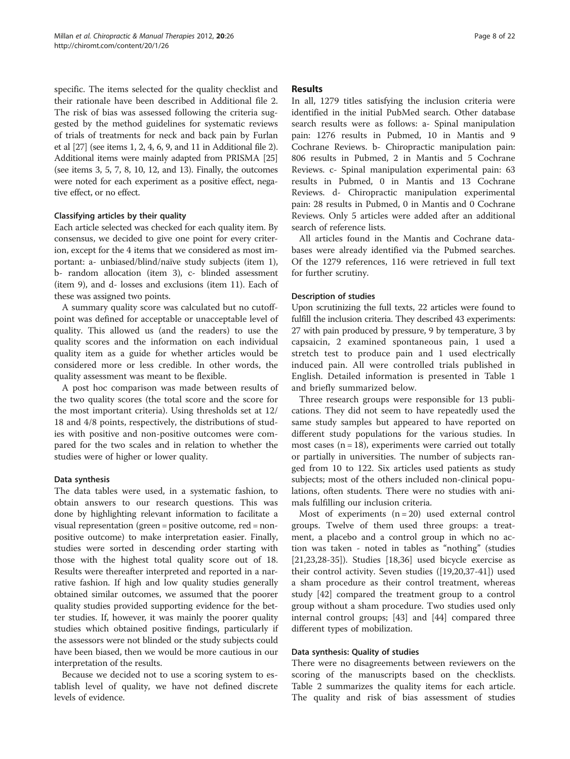specific. The items selected for the quality checklist and their rationale have been described in Additional file 2. The risk of bias was assessed following the criteria suggested by the method guidelines for systematic reviews of trials of treatments for neck and back pain by Furlan et al [27] (see items 1, 2, 4, 6, 9, and 11 in Additional file 2). Additional items were mainly adapted from PRISMA [25] (see items 3, 5, 7, 8, 10, 12, and 13). Finally, the outcomes were noted for each experiment as a positive effect, negative effect, or no effect.

#### Classifying articles by their quality

Each article selected was checked for each quality item. By consensus, we decided to give one point for every criterion, except for the 4 items that we considered as most important: a- unbiased/blind/naïve study subjects (item 1), b- random allocation (item 3), c- blinded assessment (item 9), and d- losses and exclusions (item 11). Each of these was assigned two points.

A summary quality score was calculated but no cutoff-point was defined for acceptable or unacceptable level of quality. This allowed us (and the readers) to use the quality scores and the information on each individual quality item as a guide for whether articles would be considered more or less credible. In other words, the quality assessment was meant to be flexible.

A post hoc comparison was made between results of the two quality scores (the total score and the score for the most important criteria). Using thresholds set at 12/18 and 4/8 points, respectively, the distributions of studies with positive and non-positive outcomes were compared for the two scales and in relation to whether the studies were of higher or lower quality.

#### Data synthesis

The data tables were used, in a systematic fashion, to obtain answers to our research questions. This was done by highlighting relevant information to facilitate a visual representation (green = positive outcome, red = non-positive outcome) to make interpretation easier. Finally, studies were sorted in descending order starting with those with the highest total quality score out of 18. Results were thereafter interpreted and reported in a narrative fashion. If high and low quality studies generally obtained similar outcomes, we assumed that the poorer quality studies provided supporting evidence for the better studies. If, however, it was mainly the poorer quality studies which obtained positive findings, particularly if the assessors were not blinded or the study subjects could have been biased, then we would be more cautious in our interpretation of the results.

Because we decided not to use a scoring system to establish level of quality, we have not defined discrete levels of evidence.

## Results

In all, 1279 titles satisfying the inclusion criteria were identified in the initial PubMed search. Other database search results were as follows: a- Spinal manipulation pain: 1276 results in Pubmed, 10 in Mantis and 9 Cochrane Reviews. b- Chiropractic manipulation pain: 806 results in Pubmed, 2 in Mantis and 5 Cochrane Reviews. c- Spinal manipulation experimental pain: 63 results in Pubmed, 0 in Mantis and 13 Cochrane Reviews. d- Chiropractic manipulation experimental pain: 28 results in Pubmed, 0 in Mantis and 0 Cochrane Reviews. Only 5 articles were added after an additional search of reference lists.

All articles found in the Mantis and Cochrane databases were already identified via the Pubmed searches. Of the 1279 references, 116 were retrieved in full text for further scrutiny.

#### Description of studies

Upon scrutinizing the full texts, 22 articles were found to fulfill the inclusion criteria. They described 43 experiments: 27 with pain produced by pressure, 9 by temperature, 3 by capsaicin, 2 examined spontaneous pain, 1 used a stretch test to produce pain and 1 used electrically induced pain. All were controlled trials published in English. Detailed information is presented in Table 1 and briefly summarized below.

Three research groups were responsible for 13 publications. They did not seem to have repeatedly used the same study samples but appeared to have reported on different study populations for the various studies. In most cases (n = 18), experiments were carried out totally or partially in universities. The number of subjects ranged from 10 to 122. Six articles used patients as study subjects; most of the others included non-clinical populations, often students. There were no studies with animals fulfilling our inclusion criteria.

Most of experiments (n = 20) used external control groups. Twelve of them used three groups: a treatment, a placebo and a control group in which no action was taken - noted in tables as "nothing" (studies [21,23,28-35]). Studies [18,36] used bicycle exercise as their control activity. Seven studies ([19,20,37-41]) used a sham procedure as their control treatment, whereas study [42] compared the treatment group to a control group without a sham procedure. Two studies used only internal control groups; [43] and [44] compared three different types of mobilization.

#### Data synthesis: Quality of studies

There were no disagreements between reviewers on the scoring of the manuscripts based on the checklists. Table 2 summarizes the quality items for each article. The quality and risk of bias assessment of studies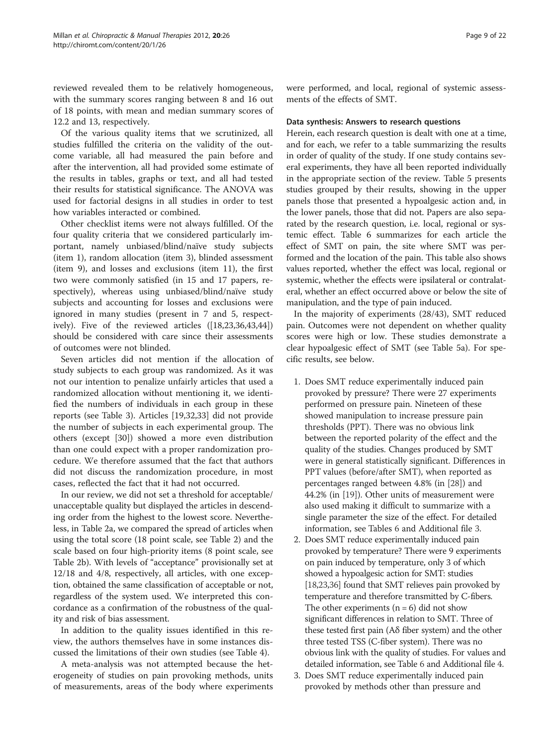reviewed revealed them to be relatively homogeneous, with the summary scores ranging between 8 and 16 out of 18 points, with mean and median summary scores of 12.2 and 13, respectively.

Of the various quality items that we scrutinized, all studies fulfilled the criteria on the validity of the outcome variable, all had measured the pain before and after the intervention, all had provided some estimate of the results in tables, graphs or text, and all had tested their results for statistical significance. The ANOVA was used for factorial designs in all studies in order to test how variables interacted or combined.

Other checklist items were not always fulfilled. Of the four quality criteria that we considered particularly important, namely unbiased/blind/naïve study subjects (item 1), random allocation (item 3), blinded assessment (item 9), and losses and exclusions (item 11), the first two were commonly satisfied (in 15 and 17 papers, respectively), whereas using unbiased/blind/naïve study subjects and accounting for losses and exclusions were ignored in many studies (present in 7 and 5, respectively). Five of the reviewed articles ([18,23,36,43,44]) should be considered with care since their assessments of outcomes were not blinded.

Seven articles did not mention if the allocation of study subjects to each group was randomized. As it was not our intention to penalize unfairly articles that used a randomized allocation without mentioning it, we identified the numbers of individuals in each group in these reports (see Table 3). Articles [19,32,33] did not provide the number of subjects in each experimental group. The others (except [30]) showed a more even distribution than one could expect with a proper randomization procedure. We therefore assumed that the fact that authors did not discuss the randomization procedure, in most cases, reflected the fact that it had not occurred.

In our review, we did not set a threshold for acceptable/unacceptable quality but displayed the articles in descending order from the highest to the lowest score. Nevertheless, in Table 2a, we compared the spread of articles when using the total score (18 point scale, see Table 2) and the scale based on four high-priority items (8 point scale, see Table 2b). With levels of "acceptance" provisionally set at 12/18 and 4/8, respectively, all articles, with one exception, obtained the same classification of acceptable or not, regardless of the system used. We interpreted this concordance as a confirmation of the robustness of the quality and risk of bias assessment.

In addition to the quality issues identified in this review, the authors themselves have in some instances discussed the limitations of their own studies (see Table 4).

A meta-analysis was not attempted because the heterogeneity of studies on pain provoking methods, units of measurements, areas of the body where experiments were performed, and local, regional of systemic assessments of the effects of SMT.

### Data synthesis: Answers to research questions

Herein, each research question is dealt with one at a time, and for each, we refer to a table summarizing the results in order of quality of the study. If one study contains several experiments, they have all been reported individually in the appropriate section of the review. Table 5 presents studies grouped by their results, showing in the upper panels those that presented a hypoalgesic action and, in the lower panels, those that did not. Papers are also separated by the research question, i.e. local, regional or systemic effect. Table 6 summarizes for each article the effect of SMT on pain, the site where SMT was performed and the location of the pain. This table also shows values reported, whether the effect was local, regional or systemic, whether the effects were ipsilateral or contralateral, whether an effect occurred above or below the site of manipulation, and the type of pain induced.

In the majority of experiments (28/43), SMT reduced pain. Outcomes were not dependent on whether quality scores were high or low. These studies demonstrate a clear hypoalgesic effect of SMT (see Table 5a). For specific results, see below.

1. Does SMT reduce experimentally induced pain provoked by pressure? There were 27 experiments performed on pressure pain. Nineteen of these showed manipulation to increase pressure pain thresholds (PPT). There was no obvious link between the reported polarity of the effect and the quality of the studies. Changes produced by SMT were in general statistically significant. Differences in PPT values (before/after SMT), when reported as percentages ranged between 4.8% (in [28]) and 44.2% (in [19]). Other units of measurement were also used making it difficult to summarize with a single parameter the size of the effect. For detailed information, see Tables 6 and Additional file 3.
2. Does SMT reduce experimentally induced pain provoked by temperature? There were 9 experiments on pain induced by temperature, only 3 of which showed a hypoalgesic action for SMT: studies [18,23,36] found that SMT relieves pain provoked by temperature and therefore transmitted by C-fibers. The other experiments ($n = 6$) did not show significant differences in relation to SMT. Three of these tested first pain (Aδ fiber system) and the other three tested TSS (C-fiber system). There was no obvious link with the quality of studies. For values and detailed information, see Table 6 and Additional file 4.
3. Does SMT reduce experimentally induced pain provoked by methods other than pressure and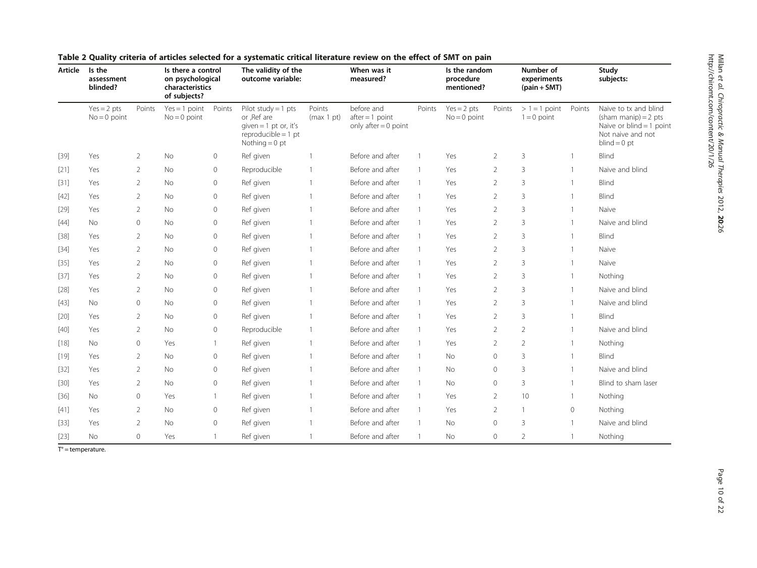**Table 2 Quality criteria of articles selected for a systematic critical literature review on the effect of SMT on pain**

| Article | Is the assessment blinded? | | Is there a control on psychological characteristics of subjects? | | The validity of the outcome variable: | | When was it measured? | | Is the random procedure mentioned? | | Number of experiments (pain + SMT) | | Study subjects: |
|---|---|---|---|---|---|---|---|---|---|---|---|---|---|
| | Yes = 2 pts No = 0 point | Points | Yes = 1 point No = 0 point | Points | Pilot study = 1 pts or ,Ref are given = 1 pt or, it's reproducible = 1 pt Nothing = 0 pt | Points (max 1 pt) | before and after = 1 point only after = 0 point | Points | Yes = 2 pts No = 0 point | Points | > 1 = 1 point 1 = 0 point | Points | Naive to tx and blind (sham manip) = 2 pts Naive or blind = 1 point Not naive and not blind = 0 pt |
| [39] | Yes | 2 | No | 0 | Ref given | 1 | Before and after | 1 | Yes | 2 | 3 | 1 | Blind |
| [21] | Yes | 2 | No | 0 | Reproducible | 1 | Before and after | 1 | Yes | 2 | 3 | 1 | Naive and blind |
| [31] | Yes | 2 | No | 0 | Ref given | 1 | Before and after | 1 | Yes | 2 | 3 | 1 | Blind |
| [42] | Yes | 2 | No | 0 | Ref given | 1 | Before and after | 1 | Yes | 2 | 3 | 1 | Blind |
| [29] | Yes | 2 | No | 0 | Ref given | 1 | Before and after | 1 | Yes | 2 | 3 | 1 | Naive |
| [44] | No | 0 | No | 0 | Ref given | 1 | Before and after | 1 | Yes | 2 | 3 | 1 | Naive and blind |
| [38] | Yes | 2 | No | 0 | Ref given | 1 | Before and after | 1 | Yes | 2 | 3 | 1 | Blind |
| [34] | Yes | 2 | No | 0 | Ref given | 1 | Before and after | 1 | Yes | 2 | 3 | 1 | Naive |
| [35] | Yes | 2 | No | 0 | Ref given | 1 | Before and after | 1 | Yes | 2 | 3 | 1 | Naive |
| [37] | Yes | 2 | No | 0 | Ref given | 1 | Before and after | 1 | Yes | 2 | 3 | 1 | Nothing |
| [28] | Yes | 2 | No | 0 | Ref given | 1 | Before and after | 1 | Yes | 2 | 3 | 1 | Naive and blind |
| [43] | No | 0 | No | 0 | Ref given | 1 | Before and after | 1 | Yes | 2 | 3 | 1 | Naive and blind |
| [20] | Yes | 2 | No | 0 | Ref given | 1 | Before and after | 1 | Yes | 2 | 3 | 1 | Blind |
| [40] | Yes | 2 | No | 0 | Reproducible | 1 | Before and after | 1 | Yes | 2 | 2 | 1 | Naive and blind |
| [18] | No | 0 | Yes | 1 | Ref given | 1 | Before and after | 1 | Yes | 2 | 2 | 1 | Nothing |
| [19] | Yes | 2 | No | 0 | Ref given | 1 | Before and after | 1 | No | 0 | 3 | 1 | Blind |
| [32] | Yes | 2 | No | 0 | Ref given | 1 | Before and after | 1 | No | 0 | 3 | 1 | Naive and blind |
| [30] | Yes | 2 | No | 0 | Ref given | 1 | Before and after | 1 | No | 0 | 3 | 1 | Blind to sham laser |
| [36] | No | 0 | Yes | 1 | Ref given | 1 | Before and after | 1 | Yes | 2 | 10 | 1 | Nothing |
| [41] | Yes | 2 | No | 0 | Ref given | 1 | Before and after | 1 | Yes | 2 | 1 | 0 | Nothing |
| [33] | Yes | 2 | No | 0 | Ref given | 1 | Before and after | 1 | No | 0 | 3 | 1 | Naive and blind |
| [23] | No | 0 | Yes | 1 | Ref given | 1 | Before and after | 1 | No | 0 | 2 | 1 | Nothing |

T° = temperature.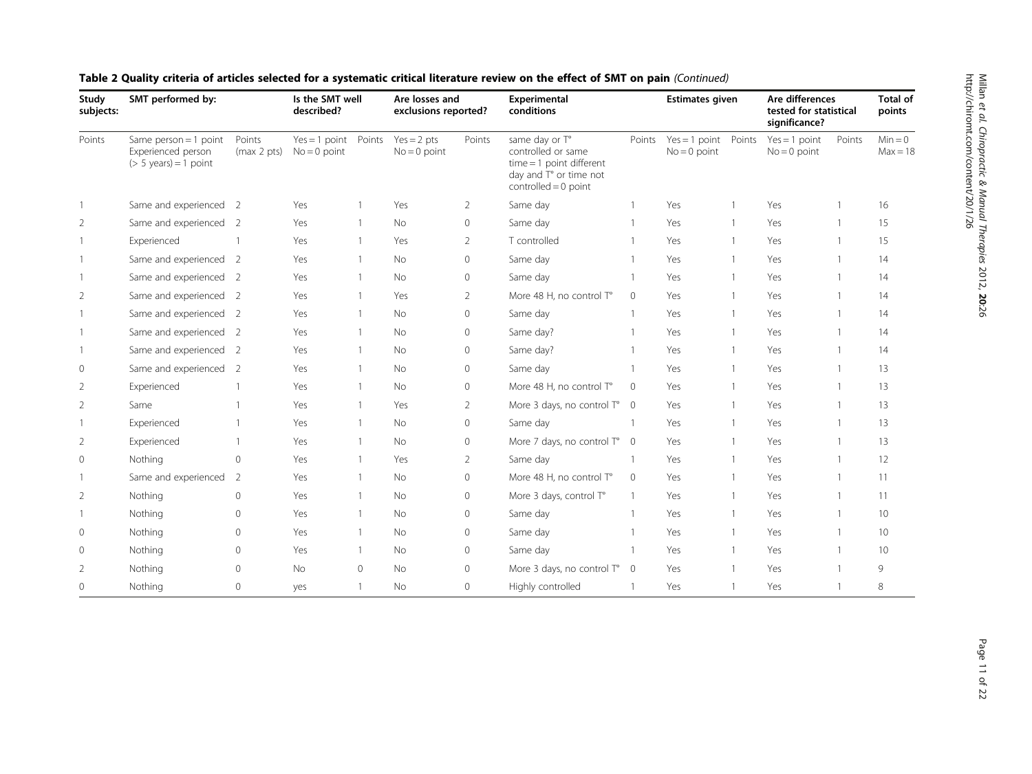**Table 2 Quality criteria of articles selected for a systematic critical literature review on the effect of SMT on pain** *(Continued)*

| Study subjects: | SMT performed by: | | Is the SMT well described? | | Are losses and exclusions reported? | | Experimental conditions | | Estimates given | | Are differences tested for statistical significance? | | Total of points |
|---|---|---|---|---|---|---|---|---|---|---|---|---|---|
| Points | Same person = 1 point Experienced person (> 5 years) = 1 point | Points (max 2 pts) | Yes = 1 point No = 0 point | Points | Yes = 2 pts No = 0 point | Points | same day or T° controlled or same time = 1 point different day and T° or time not controlled = 0 point | Points | Yes = 1 point No = 0 point | Points | Yes = 1 point No = 0 point | Points | Min = 0 Max = 18 |
| 1 | Same and experienced | 2 | Yes | 1 | Yes | 2 | Same day | 1 | Yes | 1 | Yes | 1 | 16 |
| 2 | Same and experienced | 2 | Yes | 1 | No | 0 | Same day | 1 | Yes | 1 | Yes | 1 | 15 |
| 1 | Experienced | 1 | Yes | 1 | Yes | 2 | T controlled | 1 | Yes | 1 | Yes | 1 | 15 |
| 1 | Same and experienced | 2 | Yes | 1 | No | 0 | Same day | 1 | Yes | 1 | Yes | 1 | 14 |
| 1 | Same and experienced | 2 | Yes | 1 | No | 0 | Same day | 1 | Yes | 1 | Yes | 1 | 14 |
| 2 | Same and experienced | 2 | Yes | 1 | Yes | 2 | More 48 H, no control T° | 0 | Yes | 1 | Yes | 1 | 14 |
| 1 | Same and experienced | 2 | Yes | 1 | No | 0 | Same day | 1 | Yes | 1 | Yes | 1 | 14 |
| 1 | Same and experienced | 2 | Yes | 1 | No | 0 | Same day? | 1 | Yes | 1 | Yes | 1 | 14 |
| 1 | Same and experienced | 2 | Yes | 1 | No | 0 | Same day? | 1 | Yes | 1 | Yes | 1 | 14 |
| 0 | Same and experienced | 2 | Yes | 1 | No | 0 | Same day | 1 | Yes | 1 | Yes | 1 | 13 |
| 2 | Experienced | 1 | Yes | 1 | No | 0 | More 48 H, no control T° | 0 | Yes | 1 | Yes | 1 | 13 |
| 2 | Same | 1 | Yes | 1 | Yes | 2 | More 3 days, no control T° | 0 | Yes | 1 | Yes | 1 | 13 |
| 1 | Experienced | 1 | Yes | 1 | No | 0 | Same day | 1 | Yes | 1 | Yes | 1 | 13 |
| 2 | Experienced | 1 | Yes | 1 | No | 0 | More 7 days, no control T° | 0 | Yes | 1 | Yes | 1 | 13 |
| 0 | Nothing | 0 | Yes | 1 | Yes | 2 | Same day | 1 | Yes | 1 | Yes | 1 | 12 |
| 1 | Same and experienced | 2 | Yes | 1 | No | 0 | More 48 H, no control T° | 0 | Yes | 1 | Yes | 1 | 11 |
| 2 | Nothing | 0 | Yes | 1 | No | 0 | More 3 days, control T° | 1 | Yes | 1 | Yes | 1 | 11 |
| 1 | Nothing | 0 | Yes | 1 | No | 0 | Same day | 1 | Yes | 1 | Yes | 1 | 10 |
| 0 | Nothing | 0 | Yes | 1 | No | 0 | Same day | 1 | Yes | 1 | Yes | 1 | 10 |
| 0 | Nothing | 0 | Yes | 1 | No | 0 | Same day | 1 | Yes | 1 | Yes | 1 | 10 |
| 2 | Nothing | 0 | No | 0 | No | 0 | More 3 days, no control T° | 0 | Yes | 1 | Yes | 1 | 9 |
| 0 | Nothing | 0 | yes | 1 | No | 0 | Highly controlled | 1 | Yes | 1 | Yes | 1 | 8 |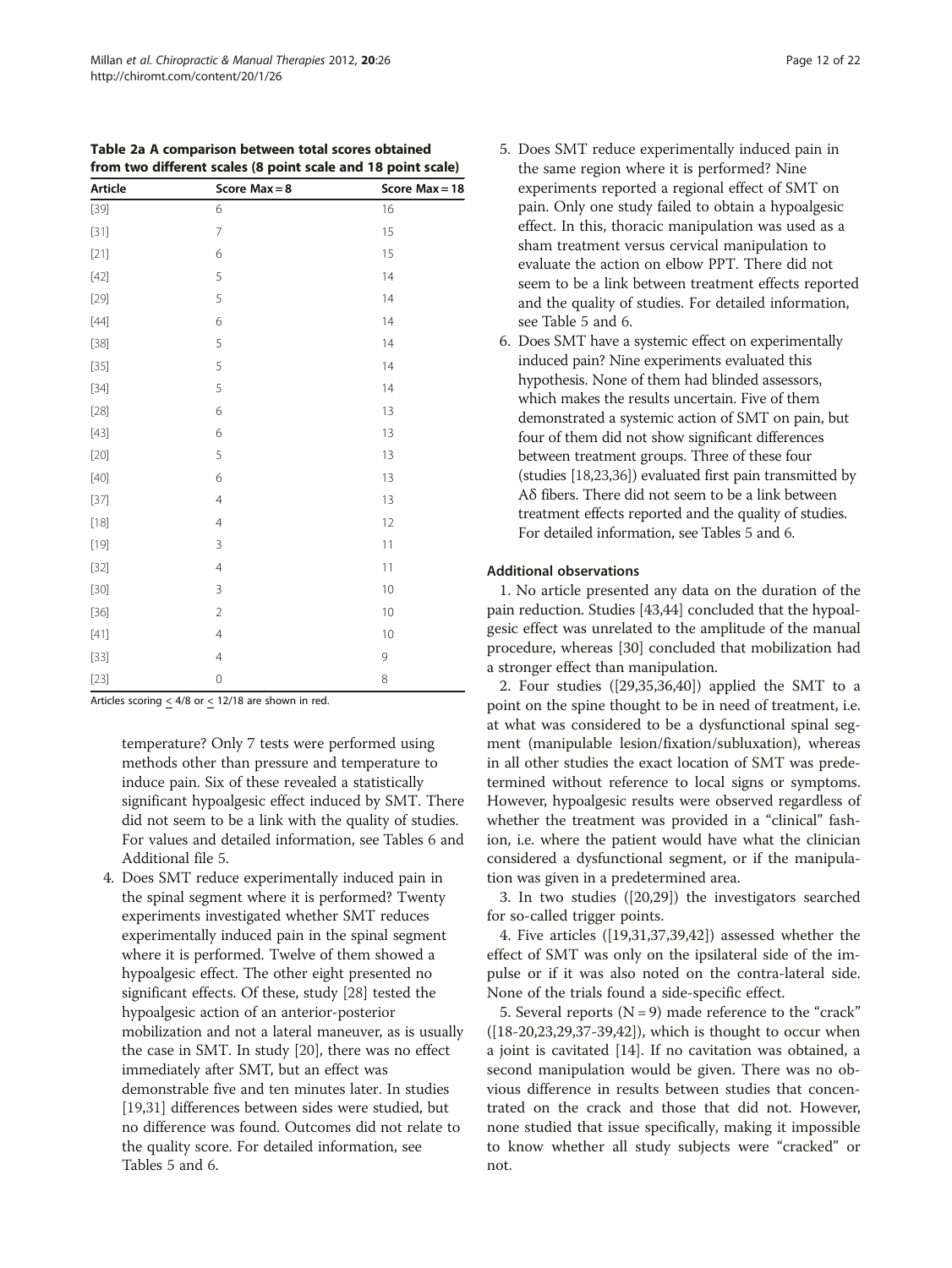**Table 2a A comparison between total scores obtained from two different scales (8 point scale and 18 point scale)**

| Article | Score Max = 8 | Score Max = 18 |
|---|---|---|
| [39] | 6 | 16 |
| [31] | 7 | 15 |
| [21] | 6 | 15 |
| [42] | 5 | 14 |
| [29] | 5 | 14 |
| [44] | 6 | 14 |
| [38] | 5 | 14 |
| [35] | 5 | 14 |
| [34] | 5 | 14 |
| [28] | 6 | 13 |
| [43] | 6 | 13 |
| [20] | 5 | 13 |
| [40] | 6 | 13 |
| [37] | 4 | 13 |
| [18] | 4 | 12 |
| [19] | 3 | 11 |
| [32] | 4 | 11 |
| [30] | 3 | 10 |
| [36] | 2 | 10 |
| [41] | 4 | 10 |
| [33] | 4 | 9 |
| [23] | 0 | 8 |

Articles scoring < 4/8 or < 12/18 are shown in red.

temperature? Only 7 tests were performed using methods other than pressure and temperature to induce pain. Six of these revealed a statistically significant hypoalgesic effect induced by SMT. There did not seem to be a link with the quality of studies. For values and detailed information, see Tables 6 and Additional file 5.

4. Does SMT reduce experimentally induced pain in the spinal segment where it is performed? Twenty experiments investigated whether SMT reduces experimentally induced pain in the spinal segment where it is performed. Twelve of them showed a hypoalgesic effect. The other eight presented no significant effects. Of these, study [28] tested the hypoalgesic action of an anterior-posterior mobilization and not a lateral maneuver, as is usually the case in SMT. In study [20], there was no effect immediately after SMT, but an effect was demonstrable five and ten minutes later. In studies [19,31] differences between sides were studied, but no difference was found. Outcomes did not relate to the quality score. For detailed information, see Tables 5 and 6.
5. Does SMT reduce experimentally induced pain in the same region where it is performed? Nine experiments reported a regional effect of SMT on pain. Only one study failed to obtain a hypoalgesic effect. In this, thoracic manipulation was used as a sham treatment versus cervical manipulation to evaluate the action on elbow PPT. There did not seem to be a link between treatment effects reported and the quality of studies. For detailed information, see Table 5 and 6.
6. Does SMT have a systemic effect on experimentally induced pain? Nine experiments evaluated this hypothesis. None of them had blinded assessors, which makes the results uncertain. Five of them demonstrated a systemic action of SMT on pain, but four of them did not show significant differences between treatment groups. Three of these four (studies [18,23,36]) evaluated first pain transmitted by Aδ fibers. There did not seem to be a link between treatment effects reported and the quality of studies. For detailed information, see Tables 5 and 6.

### Additional observations

1. No article presented any data on the duration of the pain reduction. Studies [43,44] concluded that the hypoalgesic effect was unrelated to the amplitude of the manual procedure, whereas [30] concluded that mobilization had a stronger effect than manipulation.

2. Four studies ([29,35,36,40]) applied the SMT to a point on the spine thought to be in need of treatment, i.e. at what was considered to be a dysfunctional spinal segment (manipulable lesion/fixation/subluxation), whereas in all other studies the exact location of SMT was predetermined without reference to local signs or symptoms. However, hypoalgesic results were observed regardless of whether the treatment was provided in a "clinical" fashion, i.e. where the patient would have what the clinician considered a dysfunctional segment, or if the manipulation was given in a predetermined area.

3. In two studies ([20,29]) the investigators searched for so-called trigger points.

4. Five articles ([19,31,37,39,42]) assessed whether the effect of SMT was only on the ipsilateral side of the impulse or if it was also noted on the contra-lateral side. None of the trials found a side-specific effect.

5. Several reports (N = 9) made reference to the "crack" ([18-20,23,29,37-39,42]), which is thought to occur when a joint is cavitated [14]. If no cavitation was obtained, a second manipulation would be given. There was no obvious difference in results between studies that concentrated on the crack and those that did not. However, none studied that issue specifically, making it impossible to know whether all study subjects were "cracked" or not.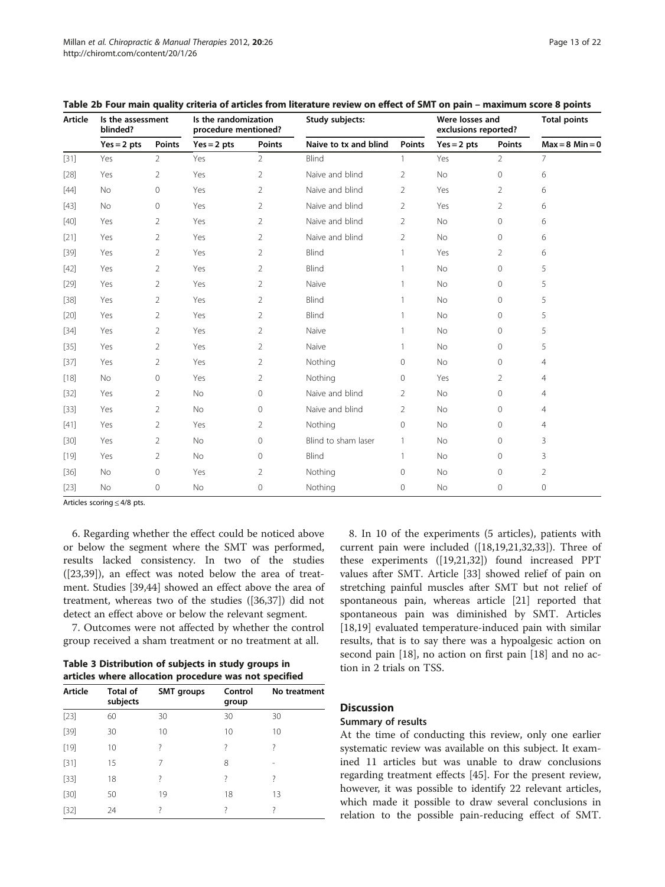**Table 2b Four main quality criteria of articles from literature review on effect of SMT on pain – maximum score 8 points**

| Article | Is the assessment blinded? | | Is the randomization procedure mentioned? | | Study subjects: | | Were losses and exclusions reported? | | Total points |
|---|---|---|---|---|---|---|---|---|---|
| | Yes = 2 pts | Points | Yes = 2 pts | Points | Naive to tx and blind | Points | Yes = 2 pts | Points | Max = 8 Min = 0 |
| [31] | Yes | 2 | Yes | 2 | Blind | 1 | Yes | 2 | 7 |
| [28] | Yes | 2 | Yes | 2 | Naive and blind | 2 | No | 0 | 6 |
| [44] | No | 0 | Yes | 2 | Naive and blind | 2 | Yes | 2 | 6 |
| [43] | No | 0 | Yes | 2 | Naive and blind | 2 | Yes | 2 | 6 |
| [40] | Yes | 2 | Yes | 2 | Naive and blind | 2 | No | 0 | 6 |
| [21] | Yes | 2 | Yes | 2 | Naive and blind | 2 | No | 0 | 6 |
| [39] | Yes | 2 | Yes | 2 | Blind | 1 | Yes | 2 | 6 |
| [42] | Yes | 2 | Yes | 2 | Blind | 1 | No | 0 | 5 |
| [29] | Yes | 2 | Yes | 2 | Naive | 1 | No | 0 | 5 |
| [38] | Yes | 2 | Yes | 2 | Blind | 1 | No | 0 | 5 |
| [20] | Yes | 2 | Yes | 2 | Blind | 1 | No | 0 | 5 |
| [34] | Yes | 2 | Yes | 2 | Naive | 1 | No | 0 | 5 |
| [35] | Yes | 2 | Yes | 2 | Naive | 1 | No | 0 | 5 |
| [37] | Yes | 2 | Yes | 2 | Nothing | 0 | No | 0 | 4 |
| [18] | No | 0 | Yes | 2 | Nothing | 0 | Yes | 2 | 4 |
| [32] | Yes | 2 | No | 0 | Naive and blind | 2 | No | 0 | 4 |
| [33] | Yes | 2 | No | 0 | Naive and blind | 2 | No | 0 | 4 |
| [41] | Yes | 2 | Yes | 2 | Nothing | 0 | No | 0 | 4 |
| [30] | Yes | 2 | No | 0 | Blind to sham laser | 1 | No | 0 | 3 |
| [19] | Yes | 2 | No | 0 | Blind | 1 | No | 0 | 3 |
| [36] | No | 0 | Yes | 2 | Nothing | 0 | No | 0 | 2 |
| [23] | No | 0 | No | 0 | Nothing | 0 | No | 0 | 0 |

Articles scoring ≤ 4/8 pts.

6. Regarding whether the effect could be noticed above or below the segment where the SMT was performed, results lacked consistency. In two of the studies ([23,39]), an effect was noted below the area of treatment. Studies [39,44] showed an effect above the area of treatment, whereas two of the studies ([36,37]) did not detect an effect above or below the relevant segment.

7. Outcomes were not affected by whether the control group received a sham treatment or no treatment at all.

**Table 3 Distribution of subjects in study groups in articles where allocation procedure was not specified**

| Article | Total of subjects | SMT groups | Control group | No treatment |
|---|---|---|---|---|
| [23] | 60 | 30 | 30 | 30 |
| [39] | 30 | 10 | 10 | 10 |
| [19] | 10 | ? | ? | ? |
| [31] | 15 | 7 | 8 | - |
| [33] | 18 | ? | ? | ? |
| [30] | 50 | 19 | 18 | 13 |
| [32] | 24 | ? | ? | ? |

8. In 10 of the experiments (5 articles), patients with current pain were included ([18,19,21,32,33]). Three of these experiments ([19,21,32]) found increased PPT values after SMT. Article [33] showed relief of pain on stretching painful muscles after SMT but not relief of spontaneous pain, whereas article [21] reported that spontaneous pain was diminished by SMT. Articles [18,19] evaluated temperature-induced pain with similar results, that is to say there was a hypoalgesic action on second pain [18], no action on first pain [18] and no action in 2 trials on TSS.

## Discussion

### Summary of results

At the time of conducting this review, only one earlier systematic review was available on this subject. It examined 11 articles but was unable to draw conclusions regarding treatment effects [45]. For the present review, however, it was possible to identify 22 relevant articles, which made it possible to draw several conclusions in relation to the possible pain-reducing effect of SMT.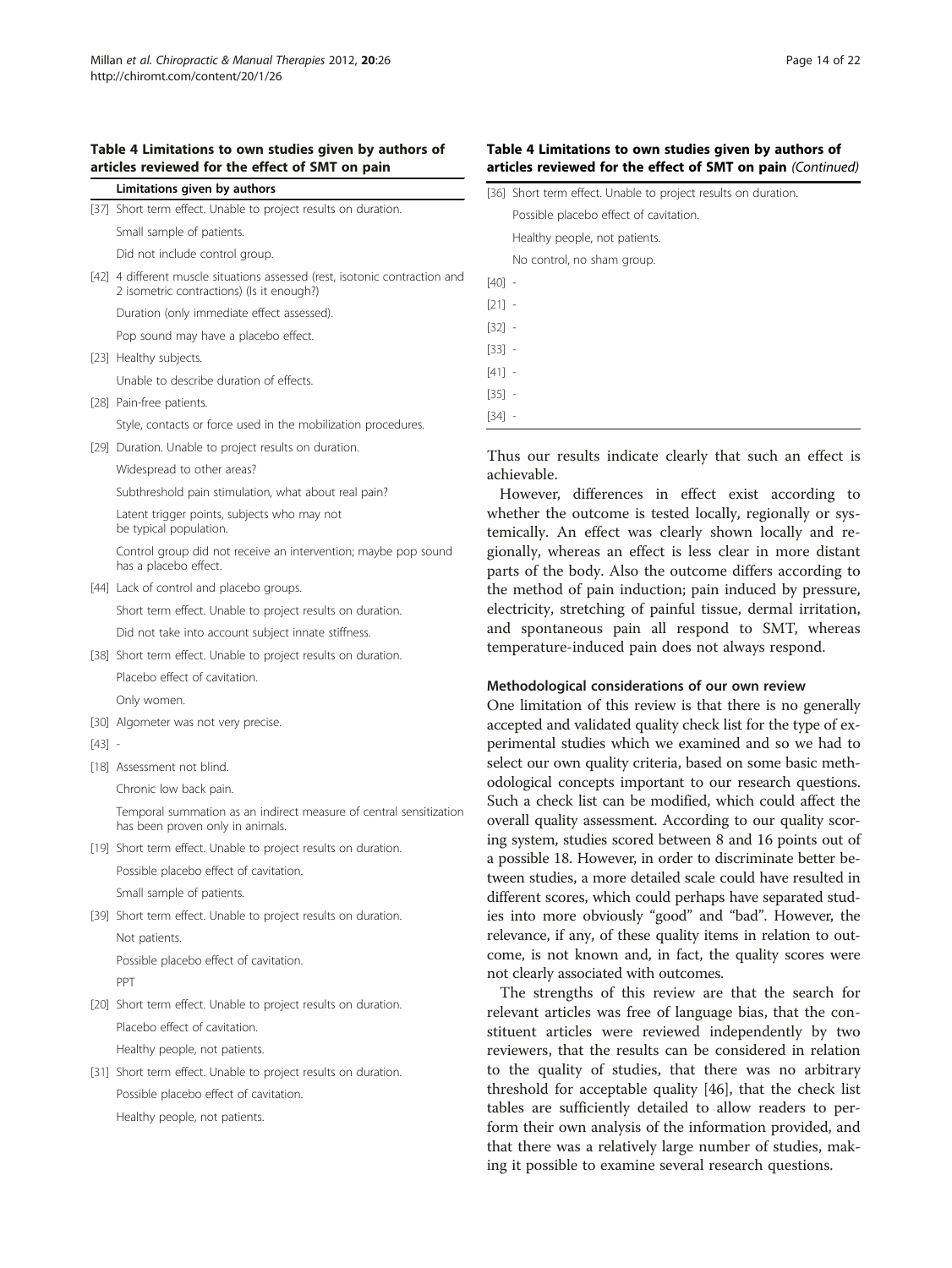**Table 4 Limitations to own studies given by authors of articles reviewed for the effect of SMT on pain**

| | Limitations given by authors |
|---|---|
| [37] | Short term effect. Unable to project results on duration. |
| | Small sample of patients. |
| | Did not include control group. |
| [42] | 4 different muscle situations assessed (rest, isotonic contraction and 2 isometric contractions) (Is it enough?) |
| | Duration (only immediate effect assessed). |
| | Pop sound may have a placebo effect. |
| [23] | Healthy subjects. |
| | Unable to describe duration of effects. |
| [28] | Pain-free patients. |
| | Style, contacts or force used in the mobilization procedures. |
| [29] | Duration. Unable to project results on duration. |
| | Widespread to other areas? |
| | Subthreshold pain stimulation, what about real pain? |
| | Latent trigger points, subjects who may not be typical population. |
| | Control group did not receive an intervention; maybe pop sound has a placebo effect. |
| [44] | Lack of control and placebo groups. |
| | Short term effect. Unable to project results on duration. |
| | Did not take into account subject innate stiffness. |
| [38] | Short term effect. Unable to project results on duration. |
| | Placebo effect of cavitation. |
| | Only women. |
| [30] | Algometer was not very precise. |
| [43] | - |
| [18] | Assessment not blind. |
| | Chronic low back pain. |
| | Temporal summation as an indirect measure of central sensitization has been proven only in animals. |
| [19] | Short term effect. Unable to project results on duration. |
| | Possible placebo effect of cavitation. |
| | Small sample of patients. |
| [39] | Short term effect. Unable to project results on duration. |
| | Not patients. |
| | Possible placebo effect of cavitation. |
| | PPT |
| [20] | Short term effect. Unable to project results on duration. |
| | Placebo effect of cavitation. |
| | Healthy people, not patients. |
| [31] | Short term effect. Unable to project results on duration. |
| | Possible placebo effect of cavitation. |
| | Healthy people, not patients. |
| [36] | Short term effect. Unable to project results on duration. |
| | Possible placebo effect of cavitation. |
| | Healthy people, not patients. |
| | No control, no sham group. |
| [40] | - |
| [21] | - |
| [32] | - |
| [33] | - |
| [41] | - |
| [35] | - |
| [34] | - |

Thus our results indicate clearly that such an effect is achievable.

However, differences in effect exist according to whether the outcome is tested locally, regionally or systemically. An effect was clearly shown locally and regionally, whereas an effect is less clear in more distant parts of the body. Also the outcome differs according to the method of pain induction; pain induced by pressure, electricity, stretching of painful tissue, dermal irritation, and spontaneous pain all respond to SMT, whereas temperature-induced pain does not always respond.

### Methodological considerations of our own review

One limitation of this review is that there is no generally accepted and validated quality check list for the type of experimental studies which we examined and so we had to select our own quality criteria, based on some basic methodological concepts important to our research questions. Such a check list can be modified, which could affect the overall quality assessment. According to our quality scoring system, studies scored between 8 and 16 points out of a possible 18. However, in order to discriminate better between studies, a more detailed scale could have resulted in different scores, which could perhaps have separated studies into more obviously "good" and "bad". However, the relevance, if any, of these quality items in relation to outcome, is not known and, in fact, the quality scores were not clearly associated with outcomes.

The strengths of this review are that the search for relevant articles was free of language bias, that the constituent articles were reviewed independently by two reviewers, that the results can be considered in relation to the quality of studies, that there was no arbitrary threshold for acceptable quality [46], that the check list tables are sufficiently detailed to allow readers to perform their own analysis of the information provided, and that there was a relatively large number of studies, making it possible to examine several research questions.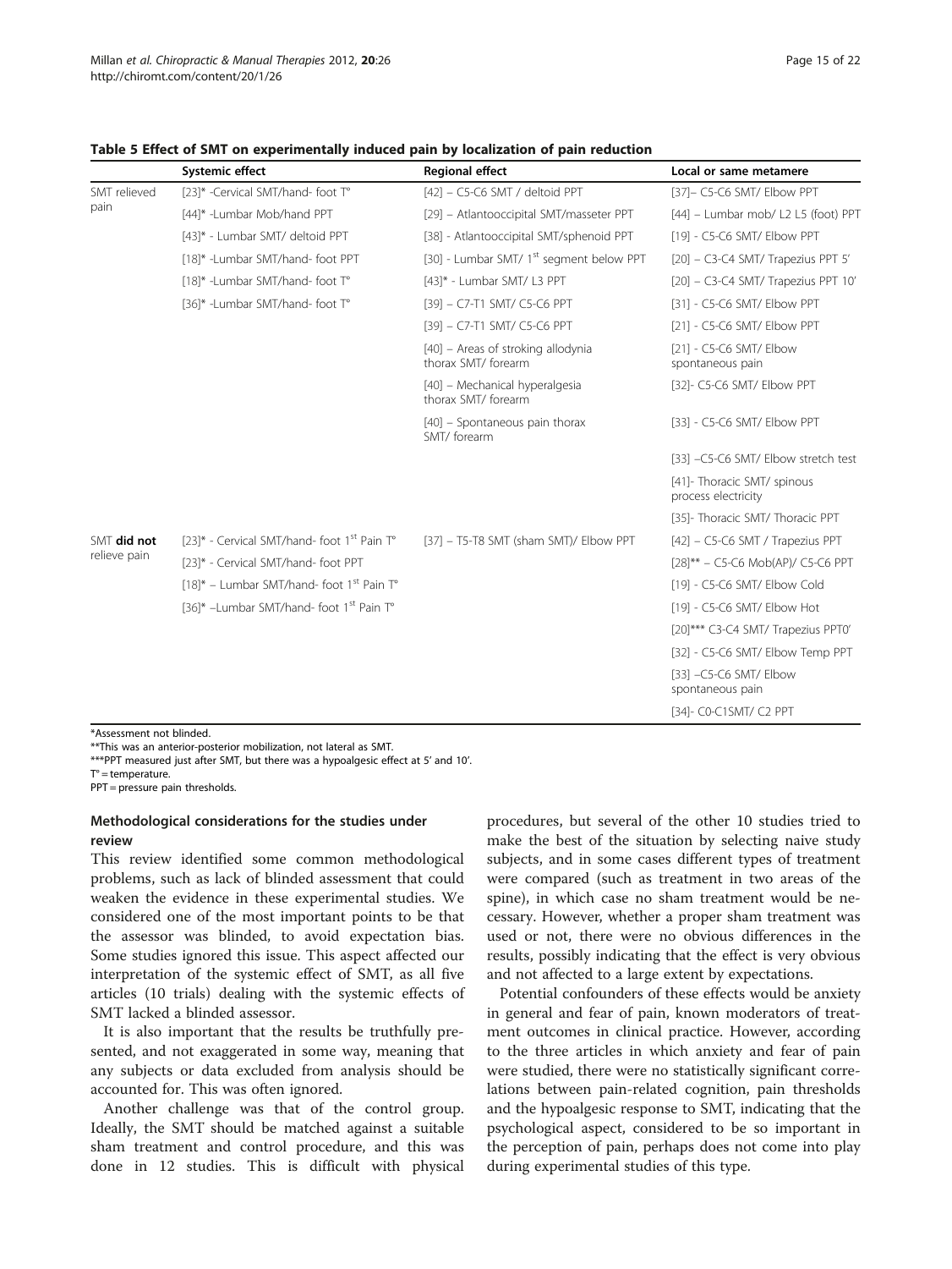**Table 5 Effect of SMT on experimentally induced pain by localization of pain reduction**

| | Systemic effect | Regional effect | Local or same metamere |
|---|---|---|---|
| SMT relieved pain | [23]* -Cervical SMT/hand- foot T° | [42] – C5-C6 SMT / deltoid PPT | [37]– C5-C6 SMT/ Elbow PPT |
| | [44]* -Lumbar Mob/hand PPT | [29] – Atlantooccipital SMT/masseter PPT | [44] – Lumbar mob/ L2 L5 (foot) PPT |
| | [43]* - Lumbar SMT/ deltoid PPT | [38] - Atlantooccipital SMT/sphenoid PPT | [19] - C5-C6 SMT/ Elbow PPT |
| | [18]* -Lumbar SMT/hand- foot PPT | [30] - Lumbar SMT/ 1st segment below PPT | [20] – C3-C4 SMT/ Trapezius PPT 5' |
| | [18]* -Lumbar SMT/hand- foot T° | [43]* - Lumbar SMT/ L3 PPT | [20] – C3-C4 SMT/ Trapezius PPT 10' |
| | [36]* -Lumbar SMT/hand- foot T° | [39] – C7-T1 SMT/ C5-C6 PPT | [31] - C5-C6 SMT/ Elbow PPT |
| | | [39] – C7-T1 SMT/ C5-C6 PPT | [21] - C5-C6 SMT/ Elbow PPT |
| | | [40] – Areas of stroking allodynia thorax SMT/ forearm | [21] - C5-C6 SMT/ Elbow spontaneous pain |
| | | [40] – Mechanical hyperalgesia thorax SMT/ forearm | [32]- C5-C6 SMT/ Elbow PPT |
| | | [40] – Spontaneous pain thorax SMT/ forearm | [33] - C5-C6 SMT/ Elbow PPT |
| | | | [33] –C5-C6 SMT/ Elbow stretch test |
| | | | [41]- Thoracic SMT/ spinous process electricity |
| | | | [35]- Thoracic SMT/ Thoracic PPT |
| SMT **did not** relieve pain | [23]* - Cervical SMT/hand- foot 1st Pain T° | [37] – T5-T8 SMT (sham SMT)/ Elbow PPT | [42] – C5-C6 SMT / Trapezius PPT |
| | [23]* - Cervical SMT/hand- foot PPT | | [28]** – C5-C6 Mob(AP)/ C5-C6 PPT |
| | [18]* – Lumbar SMT/hand- foot 1st Pain T° | | [19] - C5-C6 SMT/ Elbow Cold |
| | [36]* –Lumbar SMT/hand- foot 1st Pain T° | | [19] - C5-C6 SMT/ Elbow Hot |
| | | | [20]*** C3-C4 SMT/ Trapezius PPT0' |
| | | | [32] - C5-C6 SMT/ Elbow Temp PPT |
| | | | [33] –C5-C6 SMT/ Elbow spontaneous pain |
| | | | [34]- C0-C1SMT/ C2 PPT |

*Assessment not blinded.
**This was an anterior-posterior mobilization, not lateral as SMT.
***PPT measured just after SMT, but there was a hypoalgesic effect at 5' and 10'.
T° = temperature.
PPT = pressure pain thresholds.

### Methodological considerations for the studies under review

This review identified some common methodological problems, such as lack of blinded assessment that could weaken the evidence in these experimental studies. We considered one of the most important points to be that the assessor was blinded, to avoid expectation bias. Some studies ignored this issue. This aspect affected our interpretation of the systemic effect of SMT, as all five articles (10 trials) dealing with the systemic effects of SMT lacked a blinded assessor.

It is also important that the results be truthfully presented, and not exaggerated in some way, meaning that any subjects or data excluded from analysis should be accounted for. This was often ignored.

Another challenge was that of the control group. Ideally, the SMT should be matched against a suitable sham treatment and control procedure, and this was done in 12 studies. This is difficult with physical procedures, but several of the other 10 studies tried to make the best of the situation by selecting naive study subjects, and in some cases different types of treatment were compared (such as treatment in two areas of the spine), in which case no sham treatment would be necessary. However, whether a proper sham treatment was used or not, there were no obvious differences in the results, possibly indicating that the effect is very obvious and not affected to a large extent by expectations.

Potential confounders of these effects would be anxiety in general and fear of pain, known moderators of treatment outcomes in clinical practice. However, according to the three articles in which anxiety and fear of pain were studied, there were no statistically significant correlations between pain-related cognition, pain thresholds and the hypoalgesic response to SMT, indicating that the psychological aspect, considered to be so important in the perception of pain, perhaps does not come into play during experimental studies of this type.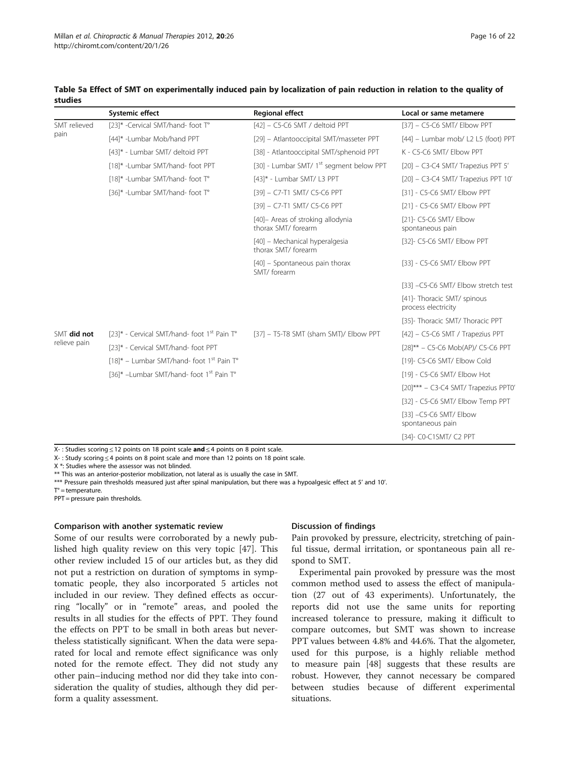**Table 5a Effect of SMT on experimentally induced pain by localization of pain reduction in relation to the quality of studies**

| | Systemic effect | Regional effect | Local or same metamere |
|---|---|---|---|
| SMT relieved pain | [23]* -Cervical SMT/hand- foot T° | [42] – C5-C6 SMT / deltoid PPT | [37] – C5-C6 SMT/ Elbow PPT |
| | [44]* -Lumbar Mob/hand PPT | [29] – Atlantooccipital SMT/masseter PPT | [44] – Lumbar mob/ L2 L5 (foot) PPT |
| | [43]* - Lumbar SMT/ deltoid PPT | [38] - Atlantooccipital SMT/sphenoid PPT | K - C5-C6 SMT/ Elbow PPT |
| | [18]* -Lumbar SMT/hand- foot PPT | [30] - Lumbar SMT/ 1st segment below PPT | [20] – C3-C4 SMT/ Trapezius PPT 5' |
| | [18]* -Lumbar SMT/hand- foot T° | [43]* - Lumbar SMT/ L3 PPT | [20] – C3-C4 SMT/ Trapezius PPT 10' |
| | [36]* -Lumbar SMT/hand- foot T° | [39] – C7-T1 SMT/ C5-C6 PPT | [31] - C5-C6 SMT/ Elbow PPT |
| | | [39] – C7-T1 SMT/ C5-C6 PPT | [21] - C5-C6 SMT/ Elbow PPT |
| | | [40]– Areas of stroking allodynia thorax SMT/ forearm | [21]- C5-C6 SMT/ Elbow spontaneous pain |
| | | [40] – Mechanical hyperalgesia thorax SMT/ forearm | [32]- C5-C6 SMT/ Elbow PPT |
| | | [40] – Spontaneous pain thorax SMT/ forearm | [33] - C5-C6 SMT/ Elbow PPT |
| | | | [33] –C5-C6 SMT/ Elbow stretch test |
| | | | [41]- Thoracic SMT/ spinous process electricity |
| | | | [35]- Thoracic SMT/ Thoracic PPT |
| SMT **did not** relieve pain | [23]* - Cervical SMT/hand- foot 1st Pain T° | [37] – T5-T8 SMT (sham SMT)/ Elbow PPT | [42] – C5-C6 SMT / Trapezius PPT |
| | [23]* - Cervical SMT/hand- foot PPT | | [28]** – C5-C6 Mob(AP)/ C5-C6 PPT |
| | [18]* – Lumbar SMT/hand- foot 1st Pain T° | | [19]- C5-C6 SMT/ Elbow Cold |
| | [36]* –Lumbar SMT/hand- foot 1st Pain T° | | [19] - C5-C6 SMT/ Elbow Hot |
| | | | [20]*** – C3-C4 SMT/ Trapezius PPT0' |
| | | | [32] - C5-C6 SMT/ Elbow Temp PPT |
| | | | [33] –C5-C6 SMT/ Elbow spontaneous pain |
| | | | [34]- C0-C1SMT/ C2 PPT |

X- : Studies scoring ≤ 12 points on 18 point scale **and** ≤ 4 points on 8 point scale.
X- : Study scoring ≤ 4 points on 8 point scale and more than 12 points on 18 point scale.
X *: Studies where the assessor was not blinded.
** This was an anterior-posterior mobilization, not lateral as is usually the case in SMT.
*** Pressure pain thresholds measured just after spinal manipulation, but there was a hypoalgesic effect at 5' and 10'.
T° = temperature.
PPT = pressure pain thresholds.

#### Comparison with another systematic review

Some of our results were corroborated by a newly published high quality review on this very topic [47]. This other review included 15 of our articles but, as they did not put a restriction on duration of symptoms in symptomatic people, they also incorporated 5 articles not included in our review. They defined effects as occurring "locally" or in "remote" areas, and pooled the results in all studies for the effects of PPT. They found the effects on PPT to be small in both areas but nevertheless statistically significant. When the data were separated for local and remote effect significance was only noted for the remote effect. They did not study any other pain–inducing method nor did they take into consideration the quality of studies, although they did perform a quality assessment.

#### Discussion of findings

Pain provoked by pressure, electricity, stretching of painful tissue, dermal irritation, or spontaneous pain all respond to SMT.

Experimental pain provoked by pressure was the most common method used to assess the effect of manipulation (27 out of 43 experiments). Unfortunately, the reports did not use the same units for reporting increased tolerance to pressure, making it difficult to compare outcomes, but SMT was shown to increase PPT values between 4.8% and 44.6%. That the algometer, used for this purpose, is a highly reliable method to measure pain [48] suggests that these results are robust. However, they cannot necessary be compared between studies because of different experimental situations.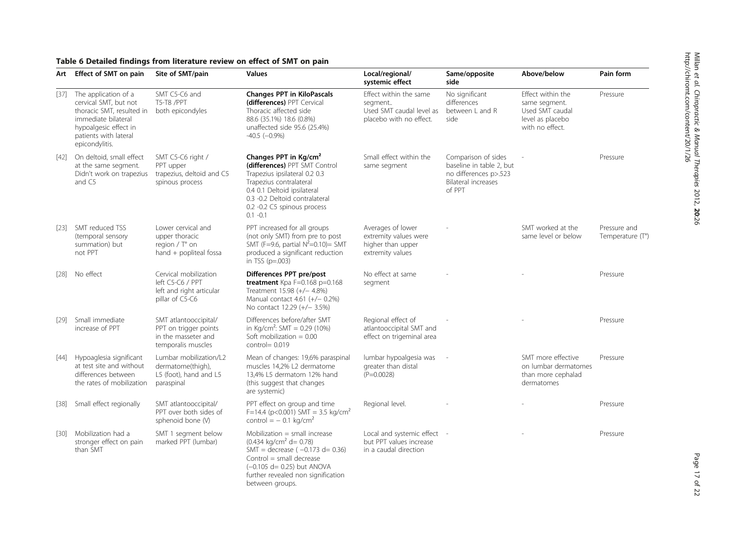**Table 6 Detailed findings from literature review on effect of SMT on pain**

| Art | Effect of SMT on pain | Site of SMT/pain | Values | Local/regional/ systemic effect | Same/opposite side | Above/below | Pain form |
|---|---|---|---|---|---|---|---|
| [37] | The application of a cervical SMT, but not thoracic SMT, resulted in immediate bilateral hypoalgesic effect in patients with lateral epicondylitis. | SMT C5-C6 and T5-T8 /PPT both epicondyles | **Changes PPT in KiloPascals (differences)** PPT Cervical Thoracic affected side 88.6 (35.1%) 18.6 (0.8%) unaffected side 95.6 (25.4%) -40.5 (−0.9%) | Effect within the same segment.. Used SMT caudal level as placebo with no effect. | No significant differences between L and R side | Effect within the same segment. Used SMT caudal level as placebo with no effect. | Pressure |
| [42] | On deltoid, small effect at the same segment. Didn't work on trapezius and C5 | SMT C5-C6 right / PPT upper trapezius, deltoid and C5 spinous process | **Changes PPT in Kg/cm²** **(differences)** PPT SMT Control Trapezius ipsilateral 0.2 0.3 Trapezius contralateral 0.4 0.1 Deltoid ipsilateral 0.3 -0.2 Deltoid contralateral 0.2 -0.2 C5 spinous process 0.1 -0.1 | Small effect within the same segment | Comparison of sides baseline in table 2, but no differences p>.523 Bilateral increases of PPT | - | Pressure |
| [23] | SMT reduced TSS (temporal sensory summation) but not PPT | Lower cervical and upper thoracic region / T° on hand + popliteal fossa | PPT increased for all groups (not only SMT) from pre to post SMT (F=9.6, partial $N^2$=0.10)= SMT produced a significant reduction in TSS (p=.003) | Averages of lower extremity values were higher than upper extremity values | - | SMT worked at the same level or below | Pressure and Temperature (T°) |
| [28] | No effect | Cervical mobilization left C5-C6 / PPT left and right articular pillar of C5-C6 | **Differences PPT pre/post treatment** Kpa F=0.168 p=0.168 Treatment 15.98 (+/− 4.8%) Manual contact 4.61 (+/− 0.2%) No contact 12.29 (+/− 3.5%) | No effect at same segment | - | - | Pressure |
| [29] | Small immediate increase of PPT | SMT atlantooccipital/ PPT on trigger points in the masseter and temporalis muscles | Differences before/after SMT in Kg/cm²: SMT = 0.29 (10%) Soft mobilization = 0.00 control= 0.019 | Regional effect of atlantooccipital SMT and effect on trigeminal area | - | - | Pressure |
| [44] | Hypoaglesia significant at test site and without differences between the rates of mobilization | Lumbar mobilization/L2 dermatome(thigh), L5 (foot), hand and L5 paraspinal | Mean of changes: 19,6% paraspinal muscles 14,2% L2 dermatome 13,4% L5 dermatom 12% hand (this suggest that changes are systemic) | lumbar hypoalgesia was greater than distal (P=0.0028) | - | SMT more effective on lumbar dermatomes than more cephalad dermatomes | Pressure |
| [38] | Small effect regionally | SMT atlantooccipital/ PPT over both sides of sphenoid bone (V) | PPT effect on group and time F=14.4 (p<0.001) SMT = 3.5 kg/cm² control = − 0.1 kg/cm² | Regional level. | - | - | Pressure |
| [30] | Mobilization had a stronger effect on pain than SMT | SMT 1 segment below marked PPT (lumbar) | Mobilization = small increase (0.434 kg/cm² d= 0.78) SMT = decrease ( −0.173 d= 0.36) Control = small decrease (−0.105 d= 0.25) but ANOVA further revealed non signification between groups. | Local and systemic effect but PPT values increase in a caudal direction | - | - | Pressure |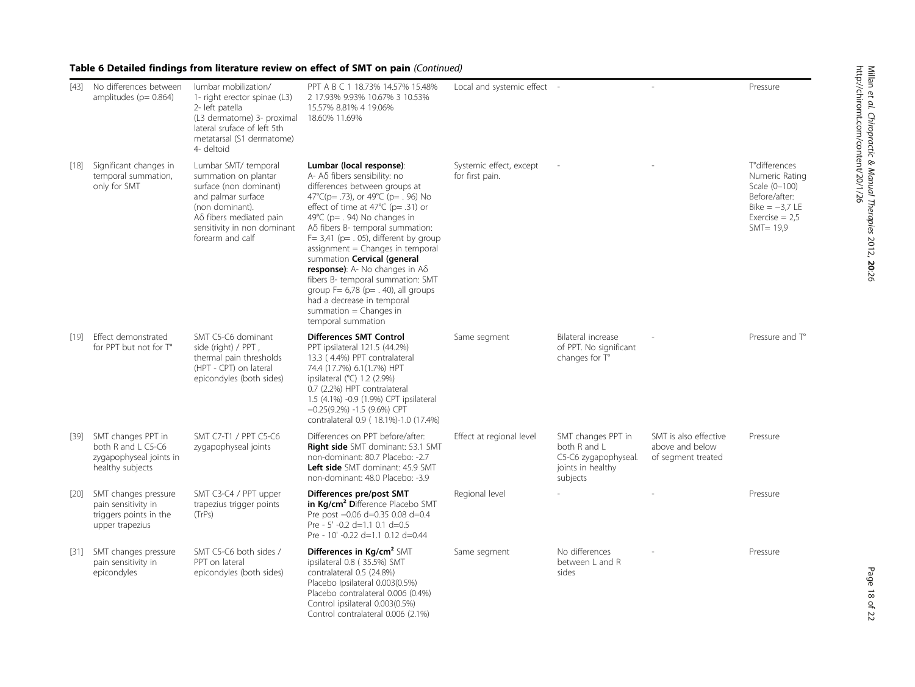**Table 6 Detailed findings from literature review on effect of SMT on pain** *(Continued)*

| | | | | | | | |
|---|---|---|---|---|---|---|---|
| [43] | No differences between amplitudes (p= 0.864) | lumbar mobilization/ 1- right erector spinae (L3) 2- left patella (L3 dermatome) 3- proximal lateral sruface of left 5th metatarsal (S1 dermatome) 4- deltoid | PPT A B C 1 18.73% 14.57% 15.48% 2 17.93% 9.93% 10.67% 3 10.53% 15.57% 8.81% 4 19.06% 18.60% 11.69% | Local and systemic effect | - | - | Pressure |
| [18] | Significant changes in temporal summation, only for SMT | Lumbar SMT/ temporal summation on plantar surface (non dominant) and palmar surface (non dominant). Aδ fibers mediated pain sensitivity in non dominant forearm and calf | **Lumbar (local response)**: A- Aδ fibers sensibility: no differences between groups at 47°C(p= .73), or 49°C (p= . 96) No effect of time at 47°C (p= .31) or 49°C (p= . 94) No changes in Aδ fibers B- temporal summation: F= 3,41 (p= . 05), different by group assignment = Changes in temporal summation **Cervical (general response)**: A- No changes in Aδ fibers B- temporal summation: SMT group F= 6,78 (p= . 40), all groups had a decrease in temporal summation = Changes in temporal summation | Systemic effect, except for first pain. | - | - | T°differences Numeric Rating Scale (0–100) Before/after: Bike = −3,7 LE Exercise = 2,5 SMT= 19,9 |
| [19] | Effect demonstrated for PPT but not for T° | SMT C5-C6 dominant side (right) / PPT , thermal pain thresholds (HPT - CPT) on lateral epicondyles (both sides) | **Differences SMT Control** PPT ipsilateral 121.5 (44.2%) 13.3 ( 4.4%) PPT contralateral 74.4 (17.7%) 6.1(1.7%) HPT ipsilateral (°C) 1.2 (2.9%) 0.7 (2.2%) HPT contralateral 1.5 (4.1%) -0.9 (1.9%) CPT ipsilateral −0.25(9.2%) -1.5 (9.6%) CPT contralateral 0.9 ( 18.1%)-1.0 (17.4%) | Same segment | Bilateral increase of PPT. No significant changes for T° | - | Pressure and T° |
| [39] | SMT changes PPT in both R and L C5-C6 zygapophyseal joints in healthy subjects | SMT C7-T1 / PPT C5-C6 zygapophyseal joints | Differences on PPT before/after: **Right side** SMT dominant: 53.1 SMT non-dominant: 80.7 Placebo: -2.7 **Left side** SMT dominant: 45.9 SMT non-dominant: 48.0 Placebo: -3.9 | Effect at regional level | SMT changes PPT in both R and L C5-C6 zygapophyseal. joints in healthy subjects | SMT is also effective above and below of segment treated | Pressure |
| [20] | SMT changes pressure pain sensitivity in triggers points in the upper trapezius | SMT C3-C4 / PPT upper trapezius trigger points (TrPs) | **Differences pre/post SMT in Kg/cm² D**ifference Placebo SMT Pre post −0.06 d=0.35 0.08 d=0.4 Pre - 5' -0.2 d=1.1 0.1 d=0.5 Pre - 10' -0.22 d=1.1 0.12 d=0.44 | Regional level | - | - | Pressure |
| [31] | SMT changes pressure pain sensitivity in epicondyles | SMT C5-C6 both sides / PPT on lateral epicondyles (both sides) | **Differences in Kg/cm²** SMT ipsilateral 0.8 ( 35.5%) SMT contralateral 0.5 (24.8%) Placebo Ipsilateral 0.003(0.5%) Placebo contralateral 0.006 (0.4%) Control ipsilateral 0.003(0.5%) Control contralateral 0.006 (2.1%) | Same segment | No differences between L and R sides | - | Pressure |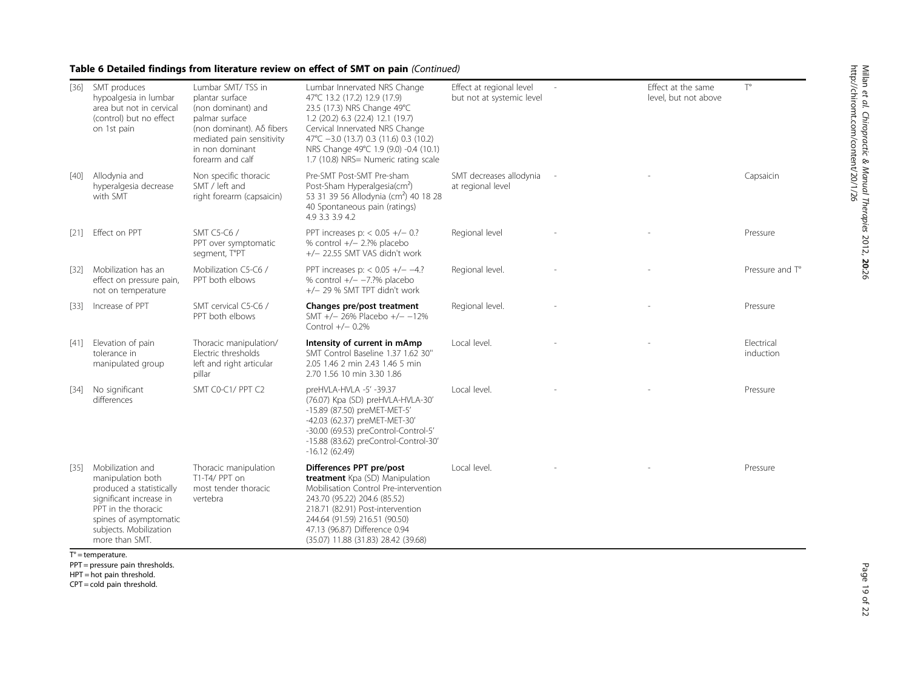## Table 6 Detailed findings from literature review on effect of SMT on pain *(Continued)*

| | | | | | | | |
|---|---|---|---|---|---|---|---|
| [36] | SMT produces hypoalgesia in lumbar area but not in cervical (control) but no effect on 1st pain | Lumbar SMT/ TSS in plantar surface (non dominant) and palmar surface (non dominant). Aδ fibers mediated pain sensitivity in non dominant forearm and calf | Lumbar Innervated NRS Change 47°C 13.2 (17.2) 12.9 (17.9) 23.5 (17.3) NRS Change 49°C 1.2 (20.2) 6.3 (22.4) 12.1 (19.7) Cervical Innervated NRS Change 47°C −3.0 (13.7) 0.3 (11.6) 0.3 (10.2) NRS Change 49°C 1.9 (9.0) -0.4 (10.1) 1.7 (10.8) NRS= Numeric rating scale | Effect at regional level but not at systemic level | - | Effect at the same level, but not above | T° |
| [40] | Allodynia and hyperalgesia decrease with SMT | Non specific thoracic SMT / left and right forearm (capsaicin) | Pre-SMT Post-SMT Pre-sham Post-Sham Hyperalgesia(cm²) 53 31 39 56 Allodynia (cm²) 40 18 28 40 Spontaneous pain (ratings) 4.9 3.3 3.9 4.2 | SMT decreases allodynia at regional level | - | - | Capsaicin |
| [21] | Effect on PPT | SMT C5-C6 / PPT over symptomatic segment, T°PT | PPT increases p: < 0.05 +/− 0.? % control +/− 2.?% placebo +/− 22.55 SMT VAS didn't work | Regional level | - | - | Pressure |
| [32] | Mobilization has an effect on pressure pain, not on temperature | Mobilization C5-C6 / PPT both elbows | PPT increases p: < 0.05 +/− −4.? % control +/− −7.?% placebo +/− 29 % SMT TPT didn't work | Regional level. | - | - | Pressure and T° |
| [33] | Increase of PPT | SMT cervical C5-C6 / PPT both elbows | **Changes pre/post treatment** SMT +/− 26% Placebo +/− −12% Control +/− 0.2% | Regional level. | - | - | Pressure |
| [41] | Elevation of pain tolerance in manipulated group | Thoracic manipulation/ Electric thresholds left and right articular pillar | **Intensity of current in mAmp** SMT Control Baseline 1.37 1.62 30" 2.05 1.46 2 min 2.43 1.46 5 min 2.70 1.56 10 min 3.30 1.86 | Local level. | - | - | Electrical induction |
| [34] | No significant differences | SMT C0-C1/ PPT C2 | preHVLA-HVLA -5' -39.37 (76.07) Kpa (SD) preHVLA-HVLA-30' -15.89 (87.50) preMET-MET-5' -42.03 (62.37) preMET-MET-30' -30.00 (69.53) preControl-Control-5' -15.88 (83.62) preControl-Control-30' -16.12 (62.49) | Local level. | - | - | Pressure |
| [35] | Mobilization and manipulation both produced a statistically significant increase in PPT in the thoracic spines of asymptomatic subjects. Mobilization more than SMT. | Thoracic manipulation T1-T4/ PPT on most tender thoracic vertebra | **Differences PPT pre/post treatment** Kpa (SD) Manipulation Mobilisation Control Pre-intervention 243.70 (95.22) 204.6 (85.52) 218.71 (82.91) Post-intervention 244.64 (91.59) 216.51 (90.50) 47.13 (96.87) Difference 0.94 (35.07) 11.88 (31.83) 28.42 (39.68) | Local level. | - | - | Pressure |

T° = temperature.
PPT = pressure pain thresholds.
HPT = hot pain threshold.
CPT = cold pain threshold.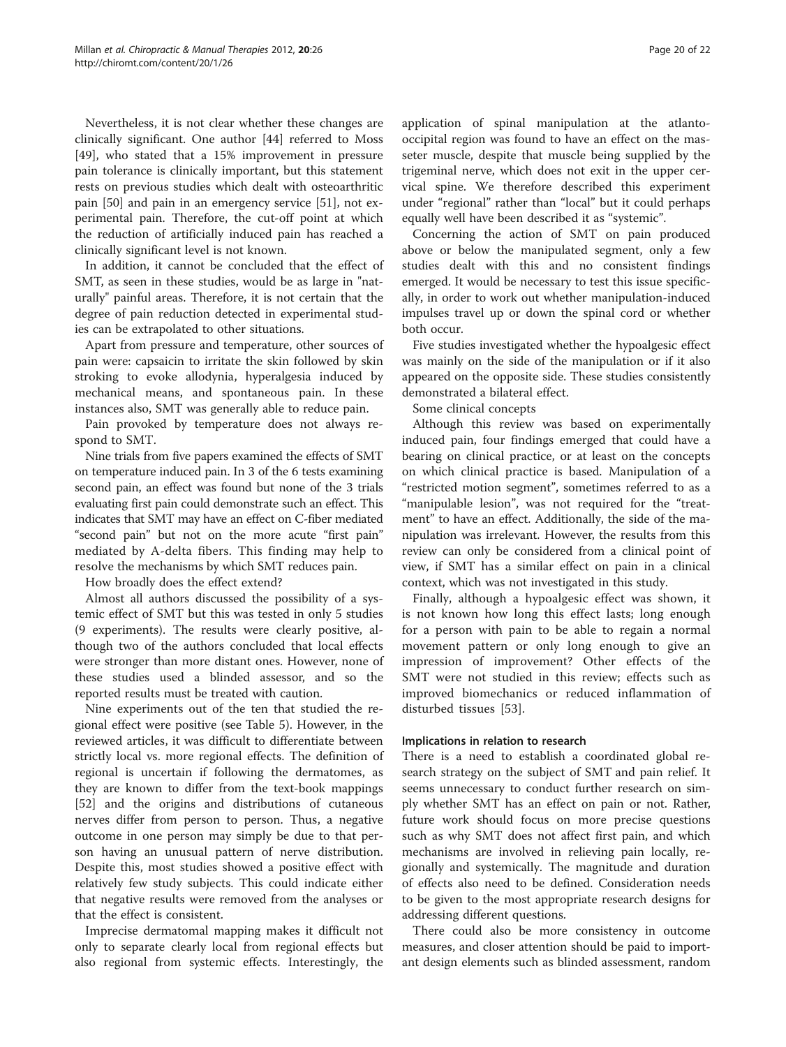Nevertheless, it is not clear whether these changes are clinically significant. One author [44] referred to Moss [49], who stated that a 15% improvement in pressure pain tolerance is clinically important, but this statement rests on previous studies which dealt with osteoarthritic pain [50] and pain in an emergency service [51], not experimental pain. Therefore, the cut-off point at which the reduction of artificially induced pain has reached a clinically significant level is not known.

In addition, it cannot be concluded that the effect of SMT, as seen in these studies, would be as large in "naturally" painful areas. Therefore, it is not certain that the degree of pain reduction detected in experimental studies can be extrapolated to other situations.

Apart from pressure and temperature, other sources of pain were: capsaicin to irritate the skin followed by skin stroking to evoke allodynia, hyperalgesia induced by mechanical means, and spontaneous pain. In these instances also, SMT was generally able to reduce pain.

Pain provoked by temperature does not always respond to SMT.

Nine trials from five papers examined the effects of SMT on temperature induced pain. In 3 of the 6 tests examining second pain, an effect was found but none of the 3 trials evaluating first pain could demonstrate such an effect. This indicates that SMT may have an effect on C-fiber mediated "second pain" but not on the more acute "first pain" mediated by A-delta fibers. This finding may help to resolve the mechanisms by which SMT reduces pain.

How broadly does the effect extend?

Almost all authors discussed the possibility of a systemic effect of SMT but this was tested in only 5 studies (9 experiments). The results were clearly positive, although two of the authors concluded that local effects were stronger than more distant ones. However, none of these studies used a blinded assessor, and so the reported results must be treated with caution.

Nine experiments out of the ten that studied the regional effect were positive (see Table 5). However, in the reviewed articles, it was difficult to differentiate between strictly local vs. more regional effects. The definition of regional is uncertain if following the dermatomes, as they are known to differ from the text-book mappings [52] and the origins and distributions of cutaneous nerves differ from person to person. Thus, a negative outcome in one person may simply be due to that person having an unusual pattern of nerve distribution. Despite this, most studies showed a positive effect with relatively few study subjects. This could indicate either that negative results were removed from the analyses or that the effect is consistent.

Imprecise dermatomal mapping makes it difficult not only to separate clearly local from regional effects but also regional from systemic effects. Interestingly, the application of spinal manipulation at the atlanto-occipital region was found to have an effect on the masseter muscle, despite that muscle being supplied by the trigeminal nerve, which does not exit in the upper cervical spine. We therefore described this experiment under "regional" rather than "local" but it could perhaps equally well have been described it as "systemic".

Concerning the action of SMT on pain produced above or below the manipulated segment, only a few studies dealt with this and no consistent findings emerged. It would be necessary to test this issue specifically, in order to work out whether manipulation-induced impulses travel up or down the spinal cord or whether both occur.

Five studies investigated whether the hypoalgesic effect was mainly on the side of the manipulation or if it also appeared on the opposite side. These studies consistently demonstrated a bilateral effect.

Some clinical concepts

Although this review was based on experimentally induced pain, four findings emerged that could have a bearing on clinical practice, or at least on the concepts on which clinical practice is based. Manipulation of a "restricted motion segment", sometimes referred to as a "manipulable lesion", was not required for the "treatment" to have an effect. Additionally, the side of the manipulation was irrelevant. However, the results from this review can only be considered from a clinical point of view, if SMT has a similar effect on pain in a clinical context, which was not investigated in this study.

Finally, although a hypoalgesic effect was shown, it is not known how long this effect lasts; long enough for a person with pain to be able to regain a normal movement pattern or only long enough to give an impression of improvement? Other effects of the SMT were not studied in this review; effects such as improved biomechanics or reduced inflammation of disturbed tissues [53].

### Implications in relation to research

There is a need to establish a coordinated global research strategy on the subject of SMT and pain relief. It seems unnecessary to conduct further research on simply whether SMT has an effect on pain or not. Rather, future work should focus on more precise questions such as why SMT does not affect first pain, and which mechanisms are involved in relieving pain locally, regionally and systemically. The magnitude and duration of effects also need to be defined. Consideration needs to be given to the most appropriate research designs for addressing different questions.

There could also be more consistency in outcome measures, and closer attention should be paid to important design elements such as blinded assessment, random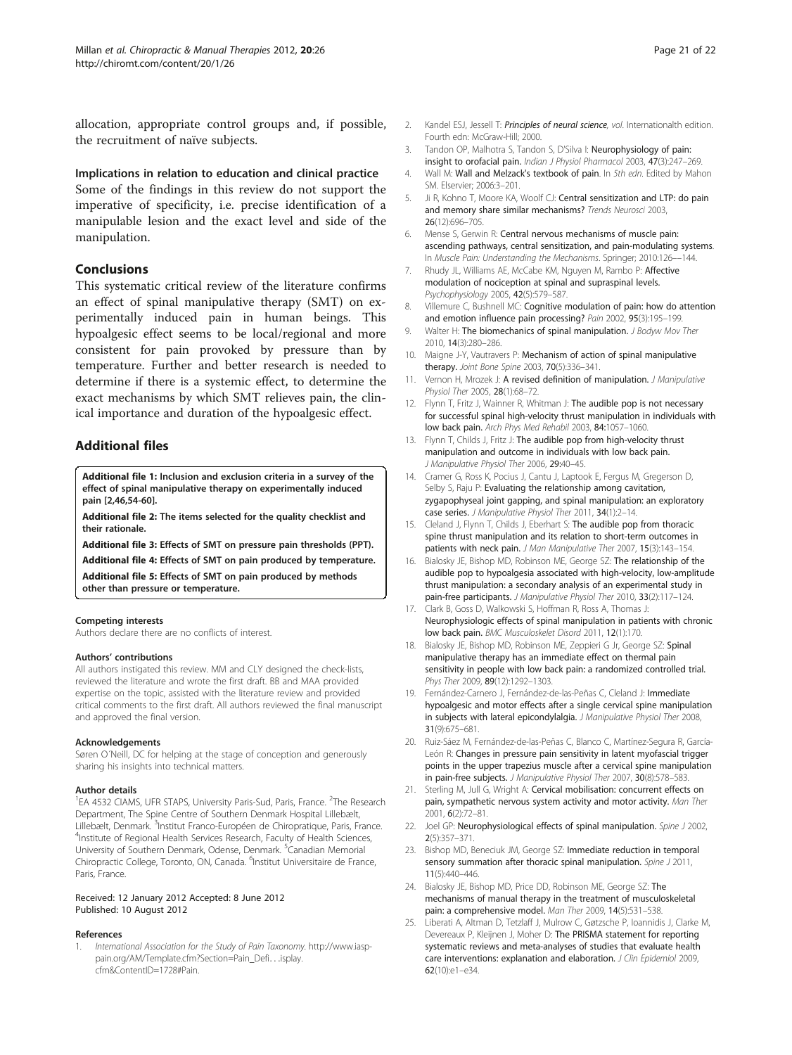allocation, appropriate control groups and, if possible, the recruitment of naïve subjects.

#### Implications in relation to education and clinical practice

Some of the findings in this review do not support the imperative of specificity, i.e. precise identification of a manipulable lesion and the exact level and side of the manipulation.

## Conclusions

This systematic critical review of the literature confirms an effect of spinal manipulative therapy (SMT) on experimentally induced pain in human beings. This hypoalgesic effect seems to be local/regional and more consistent for pain provoked by pressure than by temperature. Further and better research is needed to determine if there is a systemic effect, to determine the exact mechanisms by which SMT relieves pain, the clinical importance and duration of the hypoalgesic effect.

## Additional files

**Additional file 1: Inclusion and exclusion criteria in a survey of the effect of spinal manipulative therapy on experimentally induced pain [2,46,54-60].**

**Additional file 2: The items selected for the quality checklist and their rationale.**

**Additional file 3: Effects of SMT on pressure pain thresholds (PPT).**

**Additional file 4: Effects of SMT on pain produced by temperature.**

**Additional file 5: Effects of SMT on pain produced by methods other than pressure or temperature.**

#### Competing interests

Authors declare there are no conflicts of interest.

#### Authors' contributions

All authors instigated this review. MM and CLY designed the check-lists, reviewed the literature and wrote the first draft. BB and MAA provided expertise on the topic, assisted with the literature review and provided critical comments to the first draft. All authors reviewed the final manuscript and approved the final version.

#### Acknowledgements

Søren O´Neill, DC for helping at the stage of conception and generously sharing his insights into technical matters.

#### Author details

[1]EA 4532 CIAMS, UFR STAPS, University Paris-Sud, Paris, France. [2]The Research Department, The Spine Centre of Southern Denmark Hospital Lillebælt, Lillebælt, Denmark. [3]Institut Franco-Européen de Chiropratique, Paris, France. [4]Institute of Regional Health Services Research, Faculty of Health Sciences, University of Southern Denmark, Odense, Denmark. [5]Canadian Memorial Chiropractic College, Toronto, ON, Canada. [6]Institut Universitaire de France, Paris, France.

Received: 12 January 2012 Accepted: 8 June 2012
Published: 10 August 2012

#### References

1. *International Association for the Study of Pain Taxonomy*. http://www.iasp-pain.org/AM/Template.cfm?Section=Pain_Defi…isplay.cfm&ContentID=1728#Pain.
2. Kandel ESJ, Jessell T: ***Principles of neural science**, vol.* Internationalth edition. Fourth edn: McGraw-Hill; 2000.
3. Tandon OP, Malhotra S, Tandon S, D'Silva I: **Neurophysiology of pain: insight to orofacial pain.** *Indian J Physiol Pharmacol* 2003, **47**(3):247–269.
4. Wall M: **Wall and Melzack's textbook of pain**. In *5th edn*. Edited by Mahon SM. Elservier; 2006:3–201.
5. Ji R, Kohno T, Moore KA, Woolf CJ: **Central sensitization and LTP: do pain and memory share similar mechanisms?** *Trends Neurosci* 2003, **26**(12):696–705.
6. Mense S, Gerwin R: **Central nervous mechanisms of muscle pain: ascending pathways, central sensitization, and pain-modulating systems**. In *Muscle Pain: Understanding the Mechanisms*. Springer; 2010:126-–144.
7. Rhudy JL, Williams AE, McCabe KM, Nguyen M, Rambo P: **Affective modulation of nociception at spinal and supraspinal levels.** *Psychophysiology* 2005, **42**(5):579–587.
8. Villemure C, Bushnell MC: **Cognitive modulation of pain: how do attention and emotion influence pain processing?** *Pain* 2002, **95**(3):195–199.
9. Walter H: **The biomechanics of spinal manipulation.** *J Bodyw Mov Ther* 2010, **14**(3):280–286.
10. Maigne J-Y, Vautravers P: **Mechanism of action of spinal manipulative therapy.** *Joint Bone Spine* 2003, **70**(5):336–341.
11. Vernon H, Mrozek J: **A revised definition of manipulation.** *J Manipulative Physiol Ther* 2005, **28**(1):68–72.
12. Flynn T, Fritz J, Wainner R, Whitman J: **The audible pop is not necessary for successful spinal high-velocity thrust manipulation in individuals with low back pain.** *Arch Phys Med Rehabil* 2003, **84**:1057–1060.
13. Flynn T, Childs J, Fritz J: **The audible pop from high-velocity thrust manipulation and outcome in individuals with low back pain.** *J Manipulative Physiol Ther* 2006, **29**:40–45.
14. Cramer G, Ross K, Pocius J, Cantu J, Laptook E, Fergus M, Gregerson D, Selby S, Raju P: **Evaluating the relationship among cavitation, zygapophyseal joint gapping, and spinal manipulation: an exploratory case series.** *J Manipulative Physiol Ther* 2011, **34**(1):2–14.
15. Cleland J, Flynn T, Childs J, Eberhart S: **The audible pop from thoracic spine thrust manipulation and its relation to short-term outcomes in patients with neck pain.** *J Man Manipulative Ther* 2007, **15**(3):143–154.
16. Bialosky JE, Bishop MD, Robinson ME, George SZ: **The relationship of the audible pop to hypoalgesia associated with high-velocity, low-amplitude thrust manipulation: a secondary analysis of an experimental study in pain-free participants.** *J Manipulative Physiol Ther* 2010, **33**(2):117–124.
17. Clark B, Goss D, Walkowski S, Hoffman R, Ross A, Thomas J: **Neurophysiologic effects of spinal manipulation in patients with chronic low back pain.** *BMC Musculoskelet Disord* 2011, **12**(1):170.
18. Bialosky JE, Bishop MD, Robinson ME, Zeppieri G Jr, George SZ: **Spinal manipulative therapy has an immediate effect on thermal pain sensitivity in people with low back pain: a randomized controlled trial.** *Phys Ther* 2009, **89**(12):1292–1303.
19. Fernández-Carnero J, Fernández-de-las-Peñas C, Cleland J: **Immediate hypoalgesic and motor effects after a single cervical spine manipulation in subjects with lateral epicondylalgia.** *J Manipulative Physiol Ther* 2008, **31**(9):675–681.
20. Ruiz-Sáez M, Fernández-de-las-Peñas C, Blanco C, Martínez-Segura R, García-León R: **Changes in pressure pain sensitivity in latent myofascial trigger points in the upper trapezius muscle after a cervical spine manipulation in pain-free subjects.** *J Manipulative Physiol Ther* 2007, **30**(8):578–583.
21. Sterling M, Jull G, Wright A: **Cervical mobilisation: concurrent effects on pain, sympathetic nervous system activity and motor activity.** *Man Ther* 2001, **6**(2):72–81.
22. Joel GP: **Neurophysiological effects of spinal manipulation.** *Spine J* 2002, **2**(5):357–371.
23. Bishop MD, Beneciuk JM, George SZ: **Immediate reduction in temporal sensory summation after thoracic spinal manipulation.** *Spine J* 2011, **11**(5):440–446.
24. Bialosky JE, Bishop MD, Price DD, Robinson ME, George SZ: **The mechanisms of manual therapy in the treatment of musculoskeletal pain: a comprehensive model.** *Man Ther* 2009, **14**(5):531–538.
25. Liberati A, Altman D, Tetzlaff J, Mulrow C, Gøtzsche P, Ioannidis J, Clarke M, Devereaux P, Kleijnen J, Moher D: **The PRISMA statement for reporting systematic reviews and meta-analyses of studies that evaluate health care interventions: explanation and elaboration.** *J Clin Epidemiol* 2009, **62**(10):e1–e34.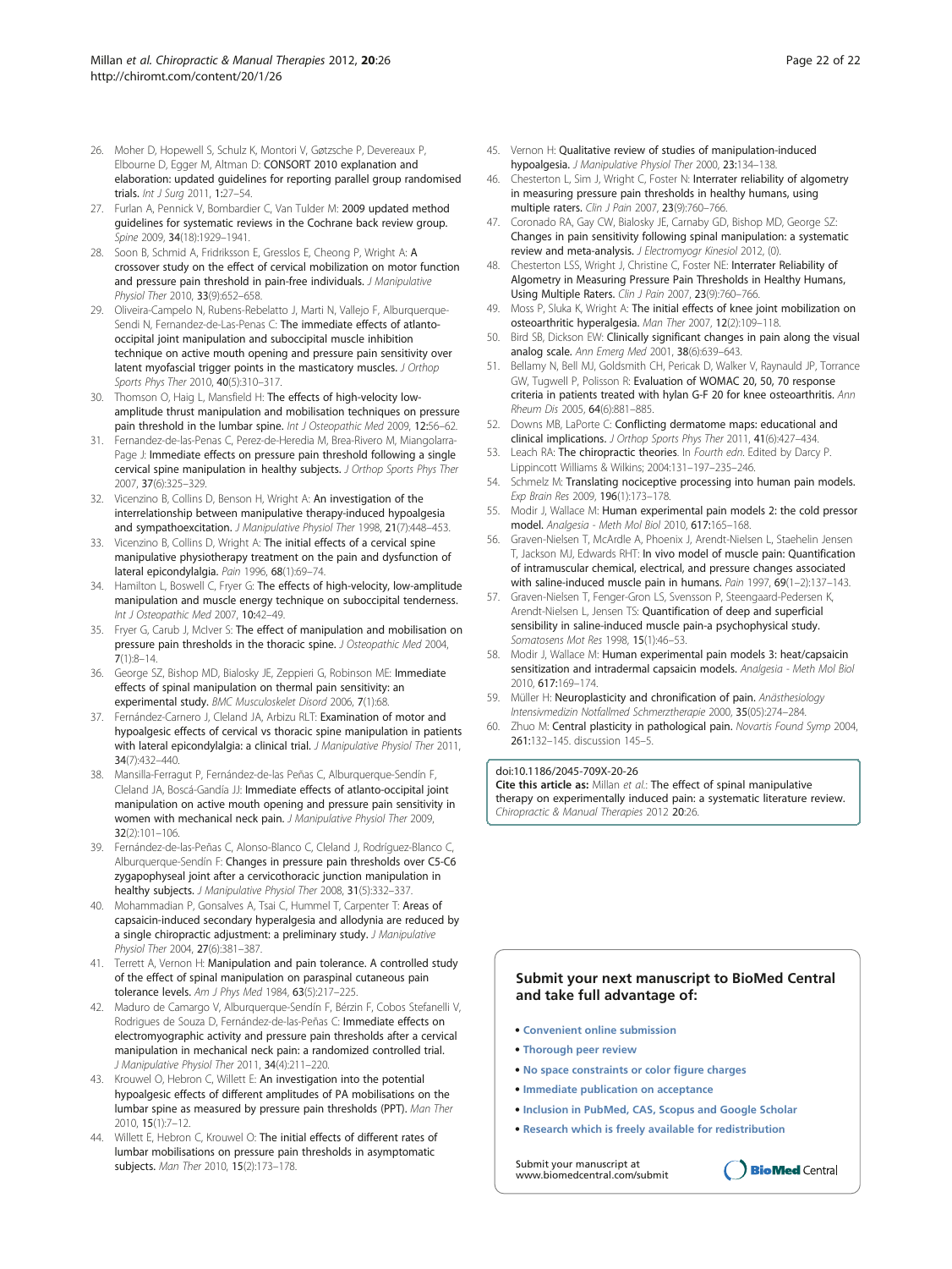26. Moher D, Hopewell S, Schulz K, Montori V, Gøtzsche P, Devereaux P, Elbourne D, Egger M, Altman D: **CONSORT 2010 explanation and elaboration: updated guidelines for reporting parallel group randomised trials.** *Int J Surg* 2011, **1:**27–54.
27. Furlan A, Pennick V, Bombardier C, Van Tulder M: **2009 updated method guidelines for systematic reviews in the Cochrane back review group.** *Spine* 2009, **34**(18):1929–1941.
28. Soon B, Schmid A, Fridriksson E, Gresslos E, Cheong P, Wright A: **A crossover study on the effect of cervical mobilization on motor function and pressure pain threshold in pain-free individuals.** *J Manipulative Physiol Ther* 2010, **33**(9):652–658.
29. Oliveira-Campelo N, Rubens-Rebelatto J, Marti N, Vallejo F, Alburquerque-Sendi N, Fernandez-de-Las-Penas C: **The immediate effects of atlanto-occipital joint manipulation and suboccipital muscle inhibition technique on active mouth opening and pressure pain sensitivity over latent myofascial trigger points in the masticatory muscles.** *J Orthop Sports Phys Ther* 2010, **40**(5):310–317.
30. Thomson O, Haig L, Mansfield H: **The effects of high-velocity low-amplitude thrust manipulation and mobilisation techniques on pressure pain threshold in the lumbar spine.** *Int J Osteopathic Med* 2009, **12:**56–62.
31. Fernandez-de-las-Penas C, Perez-de-Heredia M, Brea-Rivero M, Miangolarra-Page J: **Immediate effects on pressure pain threshold following a single cervical spine manipulation in healthy subjects.** *J Orthop Sports Phys Ther* 2007, **37**(6):325–329.
32. Vicenzino B, Collins D, Benson H, Wright A: **An investigation of the interrelationship between manipulative therapy-induced hypoalgesia and sympathoexcitation.** *J Manipulative Physiol Ther* 1998, **21**(7):448–453.
33. Vicenzino B, Collins D, Wright A: **The initial effects of a cervical spine manipulative physiotherapy treatment on the pain and dysfunction of lateral epicondylalgia.** *Pain* 1996, **68**(1):69–74.
34. Hamilton L, Boswell C, Fryer G: **The effects of high-velocity, low-amplitude manipulation and muscle energy technique on suboccipital tenderness.** *Int J Osteopathic Med* 2007, **10:**42–49.
35. Fryer G, Carub J, McIver S: **The effect of manipulation and mobilisation on pressure pain thresholds in the thoracic spine.** *J Osteopathic Med* 2004, **7**(1):8–14.
36. George SZ, Bishop MD, Bialosky JE, Zeppieri G, Robinson ME: **Immediate effects of spinal manipulation on thermal pain sensitivity: an experimental study.** *BMC Musculoskelet Disord* 2006, **7**(1):68.
37. Fernández-Carnero J, Cleland JA, Arbizu RLT: **Examination of motor and hypoalgesic effects of cervical vs thoracic spine manipulation in patients with lateral epicondylalgia: a clinical trial.** *J Manipulative Physiol Ther* 2011, **34**(7):432–440.
38. Mansilla-Ferragut P, Fernández-de-las Peñas C, Alburquerque-Sendín F, Cleland JA, Boscá-Gandía JJ: **Immediate effects of atlanto-occipital joint manipulation on active mouth opening and pressure pain sensitivity in women with mechanical neck pain.** *J Manipulative Physiol Ther* 2009, **32**(2):101–106.
39. Fernández-de-las-Peñas C, Alonso-Blanco C, Cleland J, Rodríguez-Blanco C, Alburquerque-Sendín F: **Changes in pressure pain thresholds over C5-C6 zygapophyseal joint after a cervicothoracic junction manipulation in healthy subjects.** *J Manipulative Physiol Ther* 2008, **31**(5):332–337.
40. Mohammadian P, Gonsalves A, Tsai C, Hummel T, Carpenter T: **Areas of capsaicin-induced secondary hyperalgesia and allodynia are reduced by a single chiropractic adjustment: a preliminary study.** *J Manipulative Physiol Ther* 2004, **27**(6):381–387.
41. Terrett A, Vernon H: **Manipulation and pain tolerance. A controlled study of the effect of spinal manipulation on paraspinal cutaneous pain tolerance levels.** *Am J Phys Med* 1984, **63**(5):217–225.
42. Maduro de Camargo V, Alburquerque-Sendín F, Bérzin F, Cobos Stefanelli V, Rodrigues de Souza D, Fernández-de-las-Peñas C: **Immediate effects on electromyographic activity and pressure pain thresholds after a cervical manipulation in mechanical neck pain: a randomized controlled trial.** *J Manipulative Physiol Ther* 2011, **34**(4):211–220.
43. Krouwel O, Hebron C, Willett E: **An investigation into the potential hypoalgesic effects of different amplitudes of PA mobilisations on the lumbar spine as measured by pressure pain thresholds (PPT).** *Man Ther* 2010, **15**(1):7–12.
44. Willett E, Hebron C, Krouwel O: **The initial effects of different rates of lumbar mobilisations on pressure pain thresholds in asymptomatic subjects.** *Man Ther* 2010, **15**(2):173–178.
45. Vernon H: **Qualitative review of studies of manipulation-induced hypoalgesia.** *J Manipulative Physiol Ther* 2000, **23:**134–138.
46. Chesterton L, Sim J, Wright C, Foster N: **Interrater reliability of algometry in measuring pressure pain thresholds in healthy humans, using multiple raters.** *Clin J Pain* 2007, **23**(9):760–766.
47. Coronado RA, Gay CW, Bialosky JE, Carnaby GD, Bishop MD, George SZ: **Changes in pain sensitivity following spinal manipulation: a systematic review and meta-analysis.** *J Electromyogr Kinesiol* 2012, (0).
48. Chesterton LSS, Wright J, Christine C, Foster NE: **Interrater Reliability of Algometry in Measuring Pressure Pain Thresholds in Healthy Humans, Using Multiple Raters.** *Clin J Pain* 2007, **23**(9):760–766.
49. Moss P, Sluka K, Wright A: **The initial effects of knee joint mobilization on osteoarthritic hyperalgesia.** *Man Ther* 2007, **12**(2):109–118.
50. Bird SB, Dickson EW: **Clinically significant changes in pain along the visual analog scale.** *Ann Emerg Med* 2001, **38**(6):639–643.
51. Bellamy N, Bell MJ, Goldsmith CH, Pericak D, Walker V, Raynauld JP, Torrance GW, Tugwell P, Polisson R: **Evaluation of WOMAC 20, 50, 70 response criteria in patients treated with hylan G-F 20 for knee osteoarthritis.** *Ann Rheum Dis* 2005, **64**(6):881–885.
52. Downs MB, LaPorte C: **Conflicting dermatome maps: educational and clinical implications.** *J Orthop Sports Phys Ther* 2011, **41**(6):427–434.
53. Leach RA: **The chiropractic theories.** In *Fourth edn.* Edited by Darcy P. Lippincott Williams & Wilkins; 2004:131–197–235–246.
54. Schmelz M: **Translating nociceptive processing into human pain models.** *Exp Brain Res* 2009, **196**(1):173–178.
55. Modir J, Wallace M: **Human experimental pain models 2: the cold pressor model.** *Analgesia - Meth Mol Biol* 2010, **617:**165–168.
56. Graven-Nielsen T, McArdle A, Phoenix J, Arendt-Nielsen L, Staehelin Jensen T, Jackson MJ, Edwards RHT: **In vivo model of muscle pain: Quantification of intramuscular chemical, electrical, and pressure changes associated with saline-induced muscle pain in humans.** *Pain* 1997, **69**(1–2):137–143.
57. Graven-Nielsen T, Fenger-Gron LS, Svensson P, Steengaard-Pedersen K, Arendt-Nielsen L, Jensen TS: **Quantification of deep and superficial sensibility in saline-induced muscle pain-a psychophysical study.** *Somatosens Mot Res* 1998, **15**(1):46–53.
58. Modir J, Wallace M: **Human experimental pain models 3: heat/capsaicin sensitization and intradermal capsaicin models.** *Analgesia - Meth Mol Biol* 2010, **617:**169–174.
59. Müller H: **Neuroplasticity and chronification of pain.** *Anästhesiology Intensivmedizin Notfallmed Schmerztherapie* 2000, **35**(05):274–284.
60. Zhuo M: **Central plasticity in pathological pain.** *Novartis Found Symp* 2004, **261:**132–145. discussion 145–5.

doi:10.1186/2045-709X-20-26

**Cite this article as:** Millan *et al.*: The effect of spinal manipulative therapy on experimentally induced pain: a systematic literature review. *Chiropractic & Manual Therapies* 2012 **20**:26.

**Submit your next manuscript to BioMed Central and take full advantage of:**

- **Convenient online submission**
- **Thorough peer review**
- **No space constraints or color figure charges**
- **Immediate publication on acceptance**
- **Inclusion in PubMed, CAS, Scopus and Google Scholar**
- **Research which is freely available for redistribution**

Submit your manuscript at
www.biomedcentral.com/submit

BioMed Central